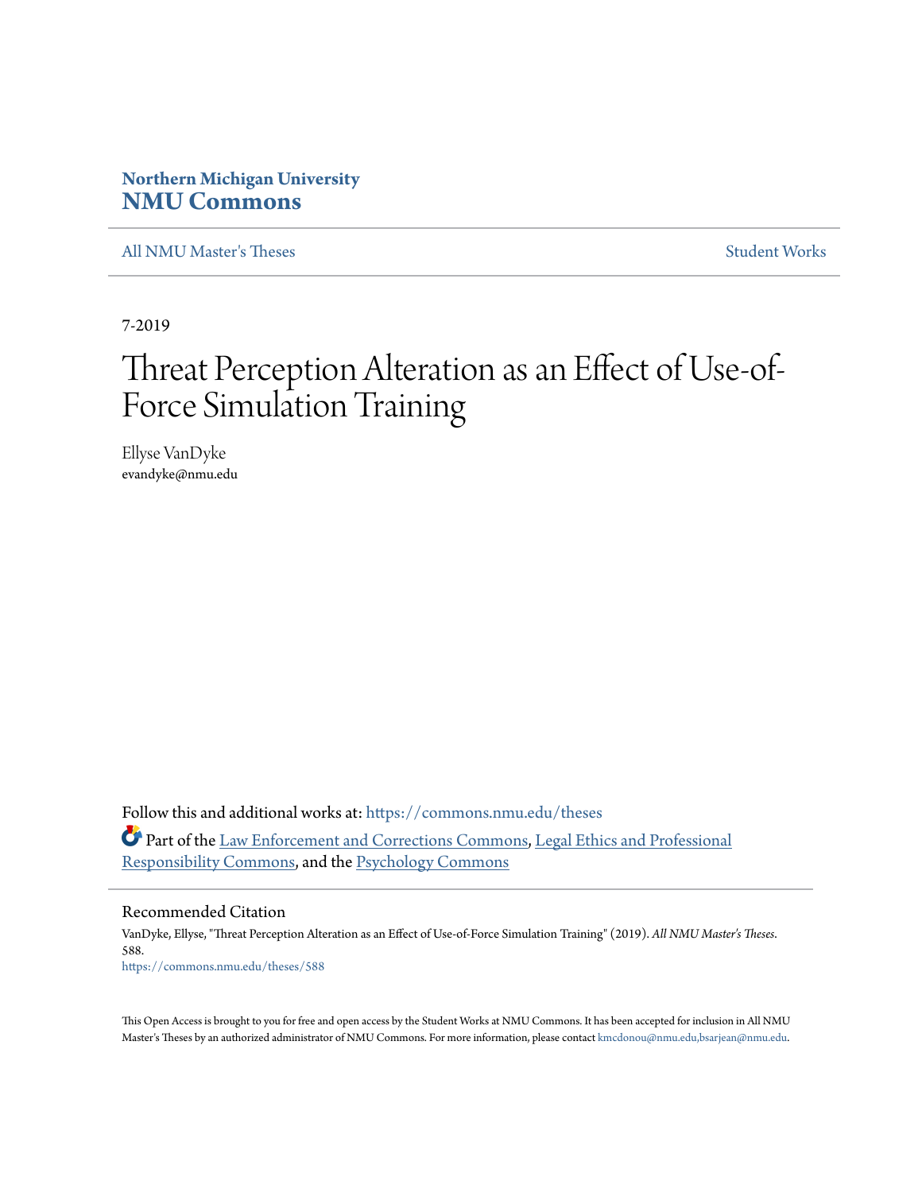Northern Michigan University
**NMU Commons**

All NMU Master's Theses | Student Works

7-2019

# Threat Perception Alteration as an Effect of Use-of-Force Simulation Training

Ellyse VanDyke
evandyke@nmu.edu

Follow this and additional works at: https://commons.nmu.edu/theses

Part of the Law Enforcement and Corrections Commons, Legal Ethics and Professional Responsibility Commons, and the Psychology Commons

## Recommended Citation

VanDyke, Ellyse, "Threat Perception Alteration as an Effect of Use-of-Force Simulation Training" (2019). *All NMU Master's Theses*. 588.
https://commons.nmu.edu/theses/588

This Open Access is brought to you for free and open access by the Student Works at NMU Commons. It has been accepted for inclusion in All NMU Master's Theses by an authorized administrator of NMU Commons. For more information, please contact kmcdonou@nmu.edu,bsarjean@nmu.edu.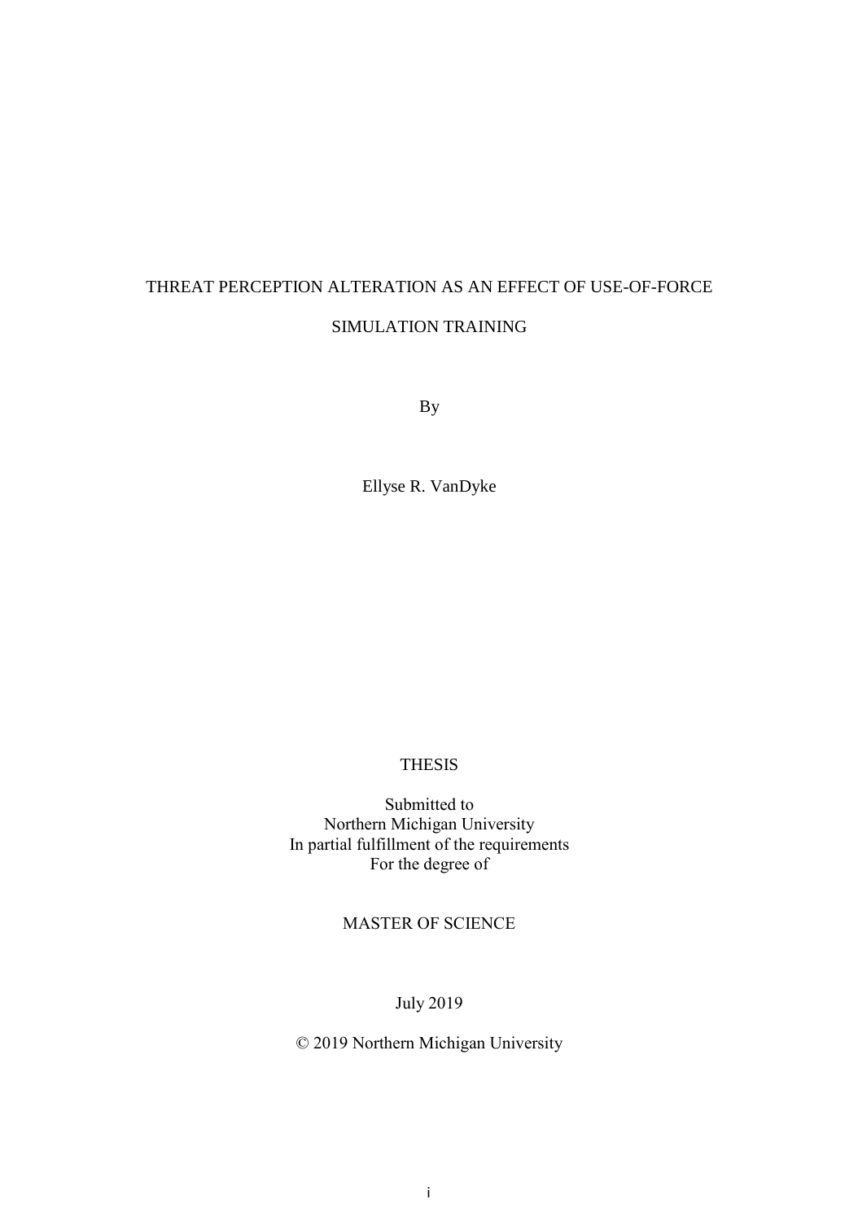# THREAT PERCEPTION ALTERATION AS AN EFFECT OF USE-OF-FORCE SIMULATION TRAINING

By

Ellyse R. VanDyke

THESIS

Submitted to
Northern Michigan University
In partial fulfillment of the requirements
For the degree of

MASTER OF SCIENCE

July 2019

© 2019 Northern Michigan University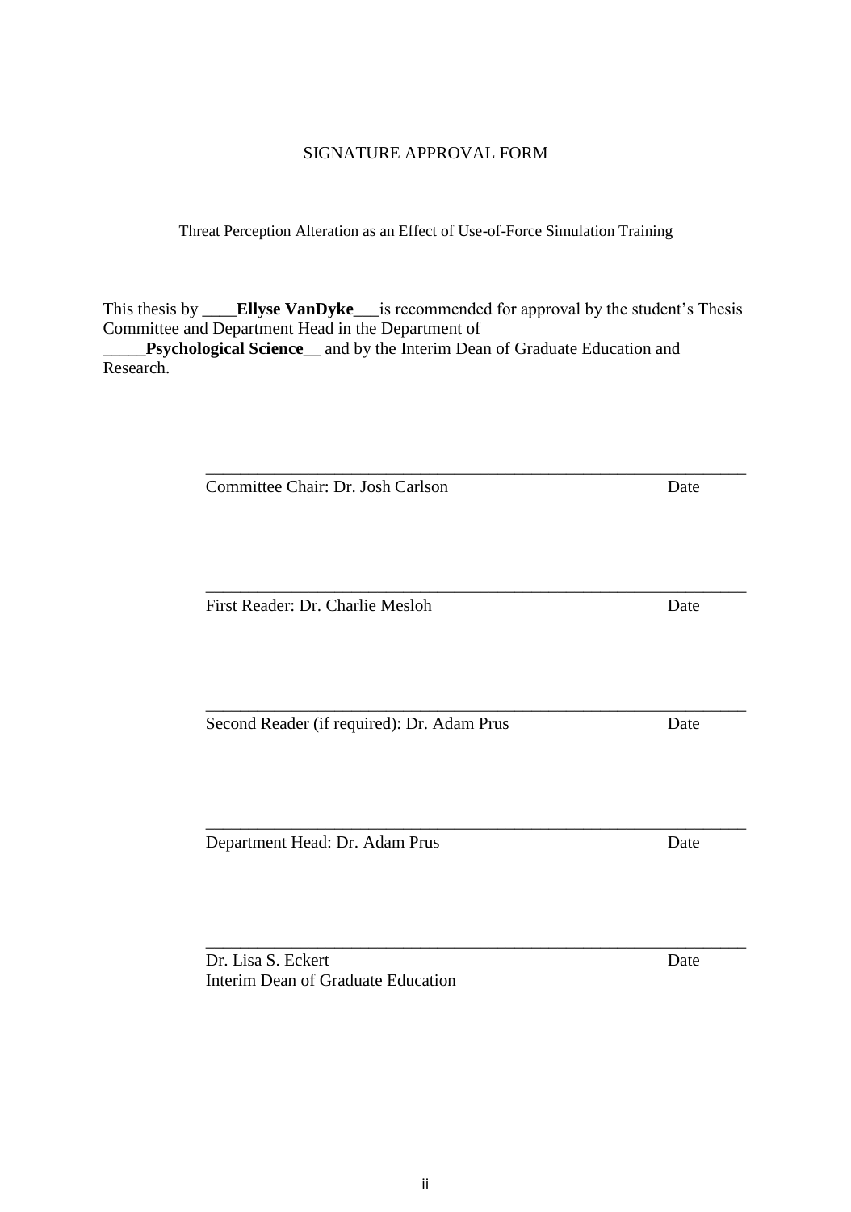SIGNATURE APPROVAL FORM

Threat Perception Alteration as an Effect of Use-of-Force Simulation Training

This thesis by ____**Ellyse VanDyke**___is recommended for approval by the student's Thesis Committee and Department Head in the Department of _____**Psychological Science**__ and by the Interim Dean of Graduate Education and Research.

______________________________________________________________

Committee Chair: Dr. Josh Carlson Date

______________________________________________________________

First Reader: Dr. Charlie Mesloh Date

______________________________________________________________

Second Reader (if required): Dr. Adam Prus Date

______________________________________________________________

Department Head: Dr. Adam Prus Date

______________________________________________________________

Dr. Lisa S. Eckert Date
Interim Dean of Graduate Education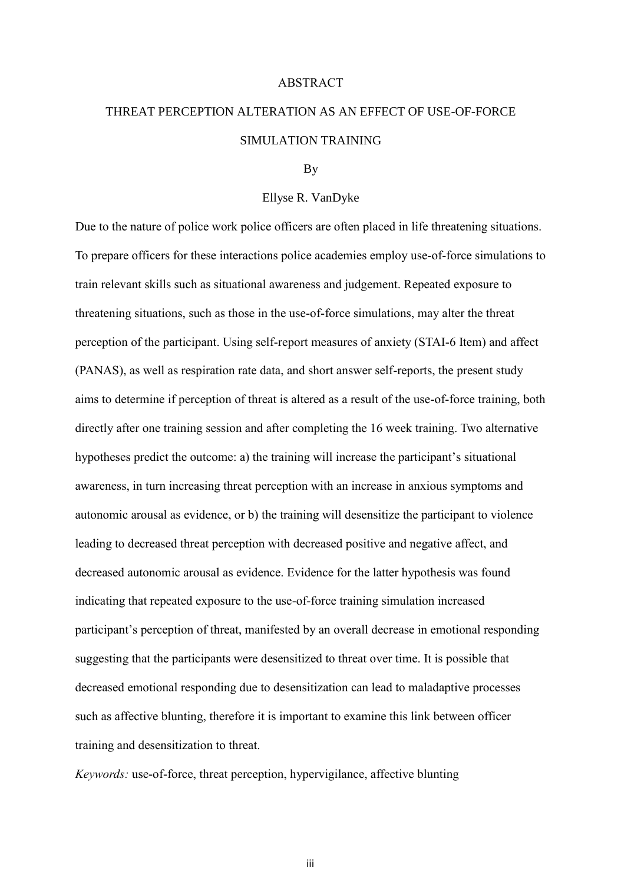# ABSTRACT

## THREAT PERCEPTION ALTERATION AS AN EFFECT OF USE-OF-FORCE SIMULATION TRAINING

By

Ellyse R. VanDyke

Due to the nature of police work police officers are often placed in life threatening situations. To prepare officers for these interactions police academies employ use-of-force simulations to train relevant skills such as situational awareness and judgement. Repeated exposure to threatening situations, such as those in the use-of-force simulations, may alter the threat perception of the participant. Using self-report measures of anxiety (STAI-6 Item) and affect (PANAS), as well as respiration rate data, and short answer self-reports, the present study aims to determine if perception of threat is altered as a result of the use-of-force training, both directly after one training session and after completing the 16 week training. Two alternative hypotheses predict the outcome: a) the training will increase the participant's situational awareness, in turn increasing threat perception with an increase in anxious symptoms and autonomic arousal as evidence, or b) the training will desensitize the participant to violence leading to decreased threat perception with decreased positive and negative affect, and decreased autonomic arousal as evidence. Evidence for the latter hypothesis was found indicating that repeated exposure to the use-of-force training simulation increased participant's perception of threat, manifested by an overall decrease in emotional responding suggesting that the participants were desensitized to threat over time. It is possible that decreased emotional responding due to desensitization can lead to maladaptive processes such as affective blunting, therefore it is important to examine this link between officer training and desensitization to threat.

*Keywords:* use-of-force, threat perception, hypervigilance, affective blunting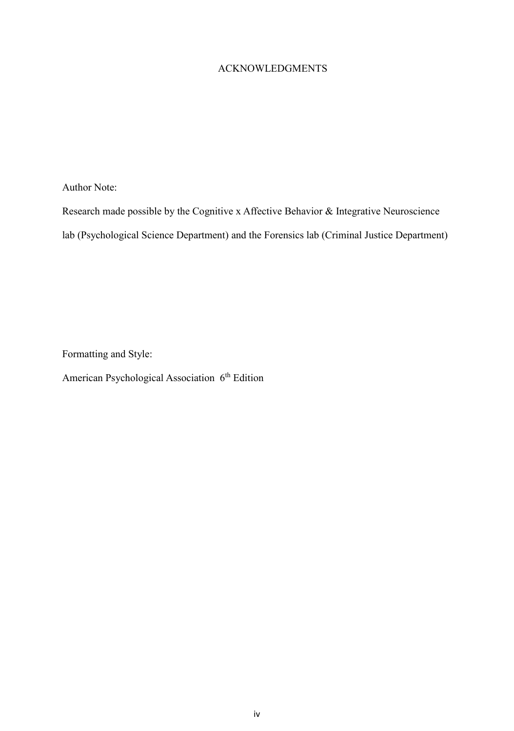# ACKNOWLEDGMENTS

Author Note:

Research made possible by the Cognitive x Affective Behavior & Integrative Neuroscience lab (Psychological Science Department) and the Forensics lab (Criminal Justice Department)

Formatting and Style:

American Psychological Association 6th Edition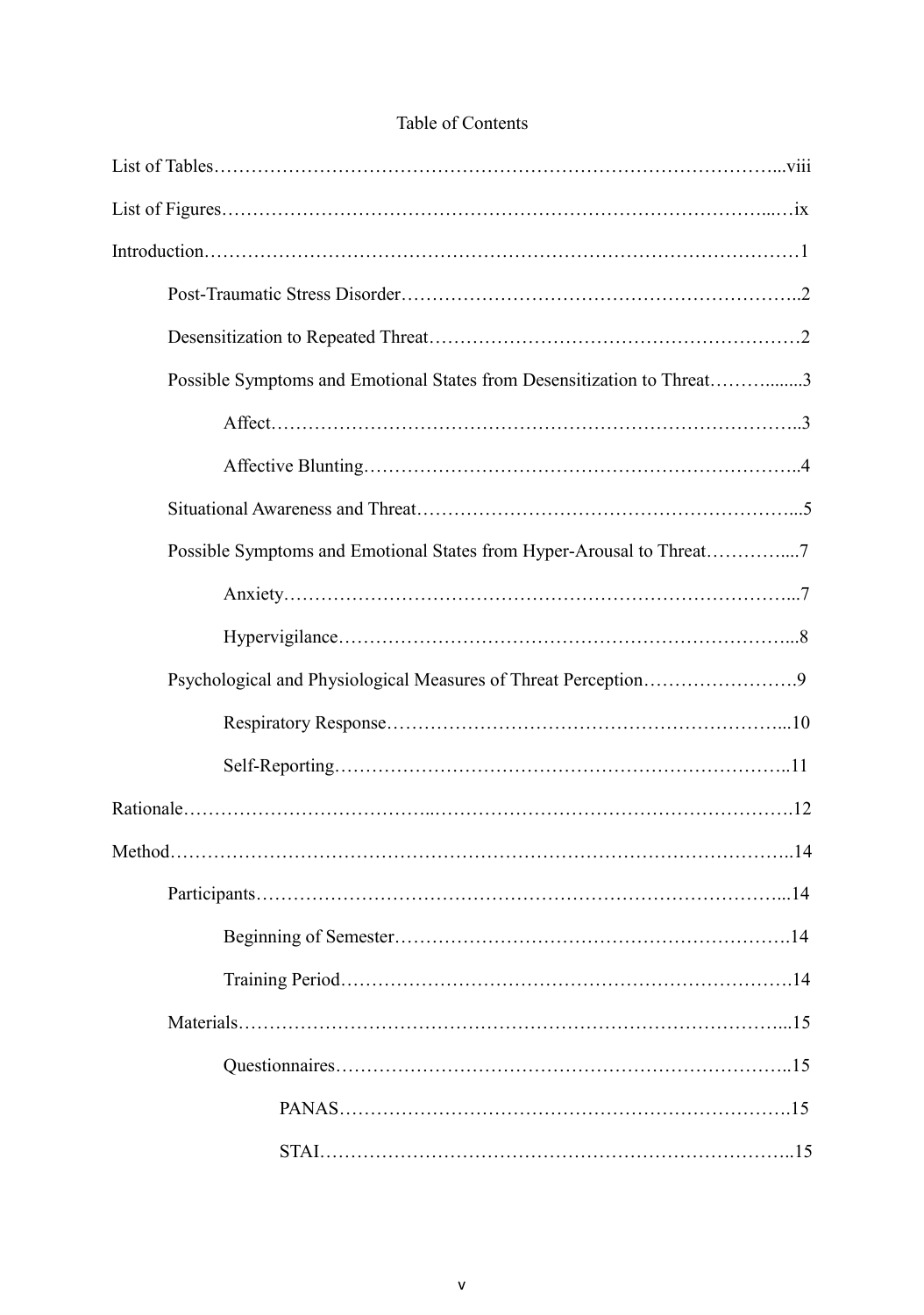Table of Contents

List of Tables……………………………………………………………………………...viii

List of Figures……………………………………………………………………….....…ix

Introduction……………………………………………………………………………………1

Post-Traumatic Stress Disorder………………………………………………………..2

Desensitization to Repeated Threat……………………………………………………2

Possible Symptoms and Emotional States from Desensitization to Threat……….......3

Affect……………………………………………………………………..3

Affective Blunting………………………………………………………..4

Situational Awareness and Threat……………………………………………………...5

Possible Symptoms and Emotional States from Hyper-Arousal to Threat…………....7

Anxiety…………………………………………………………………...7

Hypervigilance…………………………………………………………...8

Psychological and Physiological Measures of Threat Perception…………………….9

Respiratory Response……………………………………………………...10

Self-Reporting……………………………………………………………..11

Rationale……………………………...………………………………………………….12

Method………………………………………………………………………………………..14

Participants……………………………………………………………………...14

Beginning of Semester……………………………………………………….14

Training Period……………………………………………………………….14

Materials…………………………………………………………………………...15

Questionnaires……………………………………………………………..15

PANAS……………………………………………………………….15

STAI………………………………………………………………..15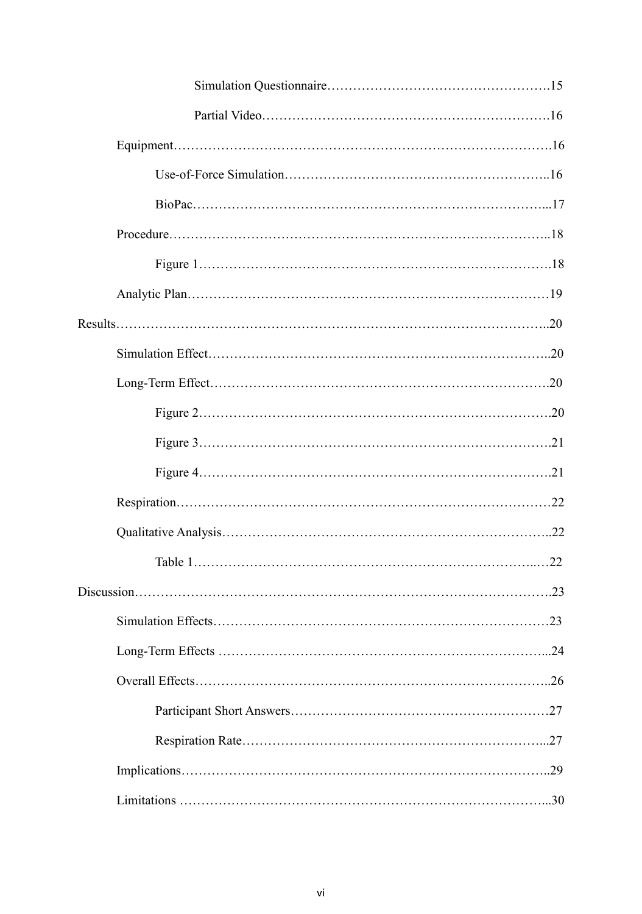Simulation Questionnaire……………………………………………….15

Partial Video………………………………………………………….16

Equipment……………………………………………………………………….16

Use-of-Force Simulation…………………………………………………..16

BioPac……………………………………………………………………...17

Procedure………………………………………………………………………..18

Figure 1…………………………………………………………………….18

Analytic Plan……………………………………………………………………19

Results……………………………………………………………………………………..20

Simulation Effect………………………………………………………………..20

Long-Term Effect……………………………………………………………….20

Figure 2…………………………………………………………………….20

Figure 3…………………………………………………………………….21

Figure 4…………………………………………………………………….21

Respiration………………………………………………………………………22

Qualitative Analysis……………………………………………………………..22

Table 1……………………………………………………………………...22

Discussion………………………………………………………………………………….23

Simulation Effects………………………………………………………………23

Long-Term Effects ……………………………………………………………...24

Overall Effects…………………………………………………………………..26

Participant Short Answers…………………………………………………27

Respiration Rate…………………………………………………………...27

Implications……………………………………………………………………..29

Limitations ……………………………………………………………………...30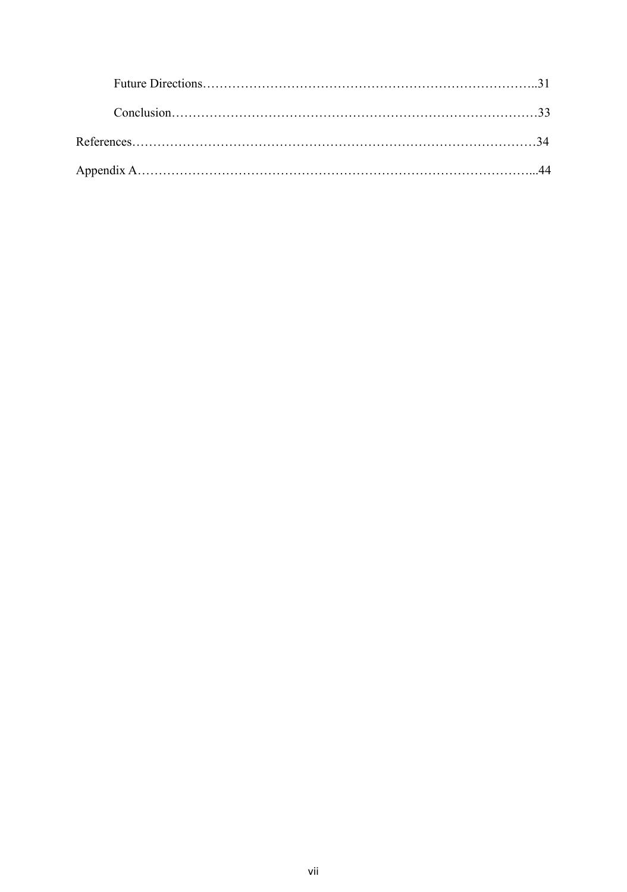Future Directions……………………………………………………………………..31

Conclusion……………………………………………………………………………33

References…………………………………………………………………………………34

Appendix A………………………………………………………………………………...44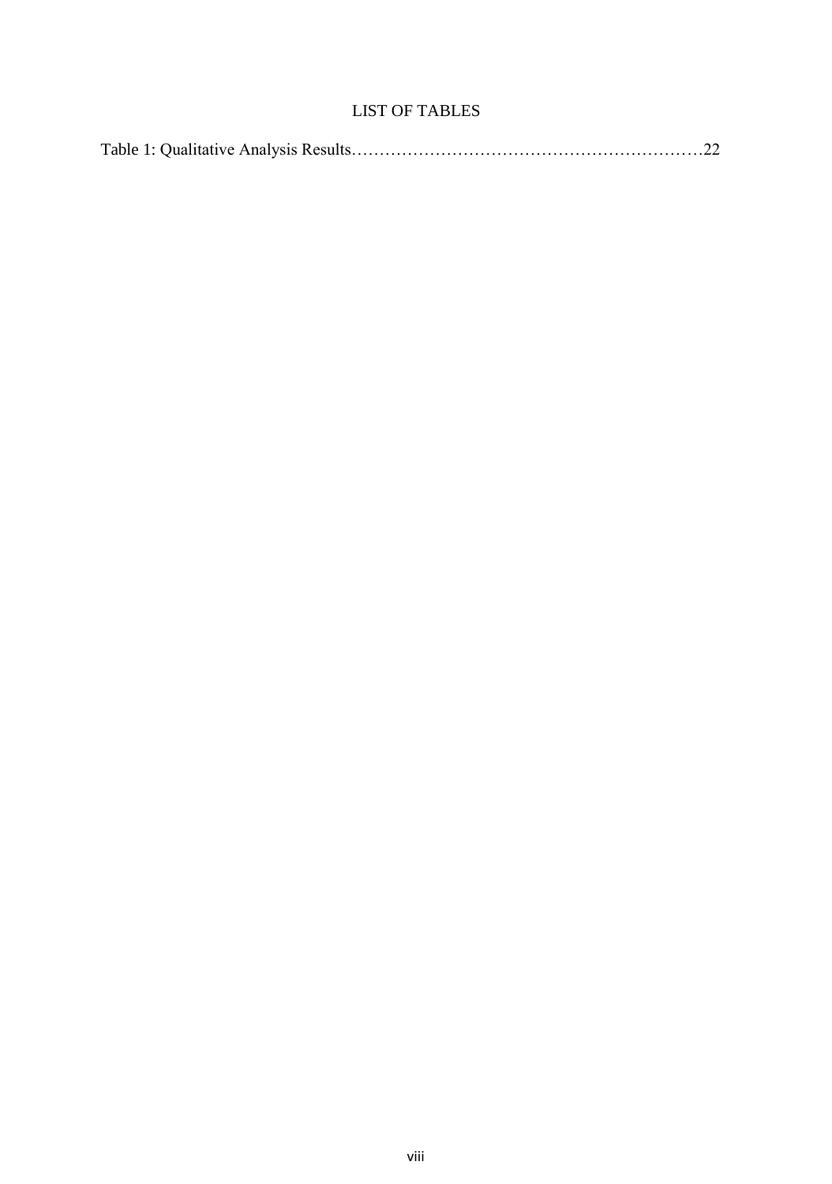# LIST OF TABLES

Table 1: Qualitative Analysis Results……………………………………………………………22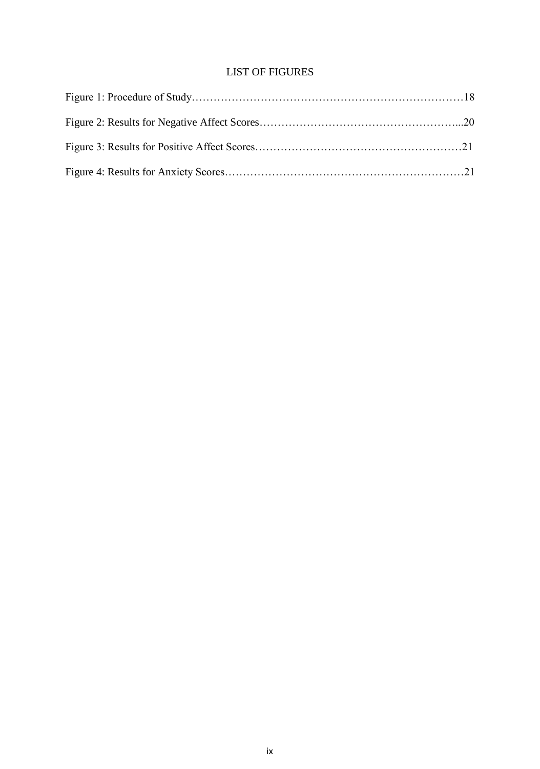# LIST OF FIGURES

Figure 1: Procedure of Study……………………………………………………………………18

Figure 2: Results for Negative Affect Scores………………………………………………...20

Figure 3: Results for Positive Affect Scores…………………………………………………21

Figure 4: Results for Anxiety Scores…………………………………………………………21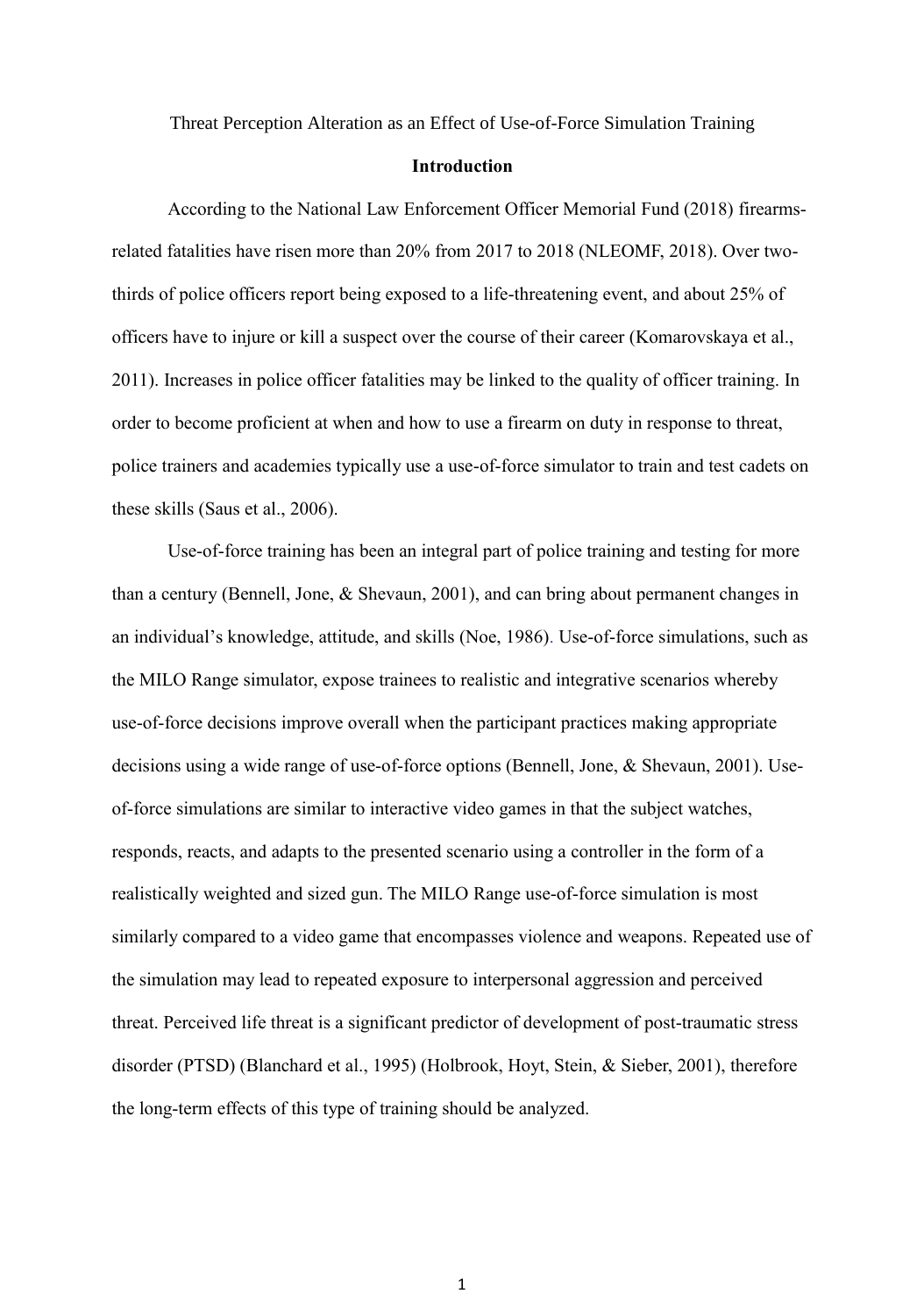Threat Perception Alteration as an Effect of Use-of-Force Simulation Training

## Introduction

According to the National Law Enforcement Officer Memorial Fund (2018) firearms-related fatalities have risen more than 20% from 2017 to 2018 (NLEOMF, 2018). Over two-thirds of police officers report being exposed to a life-threatening event, and about 25% of officers have to injure or kill a suspect over the course of their career (Komarovskaya et al., 2011). Increases in police officer fatalities may be linked to the quality of officer training. In order to become proficient at when and how to use a firearm on duty in response to threat, police trainers and academies typically use a use-of-force simulator to train and test cadets on these skills (Saus et al., 2006).

Use-of-force training has been an integral part of police training and testing for more than a century (Bennell, Jone, & Shevaun, 2001), and can bring about permanent changes in an individual's knowledge, attitude, and skills (Noe, 1986). Use-of-force simulations, such as the MILO Range simulator, expose trainees to realistic and integrative scenarios whereby use-of-force decisions improve overall when the participant practices making appropriate decisions using a wide range of use-of-force options (Bennell, Jone, & Shevaun, 2001). Use-of-force simulations are similar to interactive video games in that the subject watches, responds, reacts, and adapts to the presented scenario using a controller in the form of a realistically weighted and sized gun. The MILO Range use-of-force simulation is most similarly compared to a video game that encompasses violence and weapons. Repeated use of the simulation may lead to repeated exposure to interpersonal aggression and perceived threat. Perceived life threat is a significant predictor of development of post-traumatic stress disorder (PTSD) (Blanchard et al., 1995) (Holbrook, Hoyt, Stein, & Sieber, 2001), therefore the long-term effects of this type of training should be analyzed.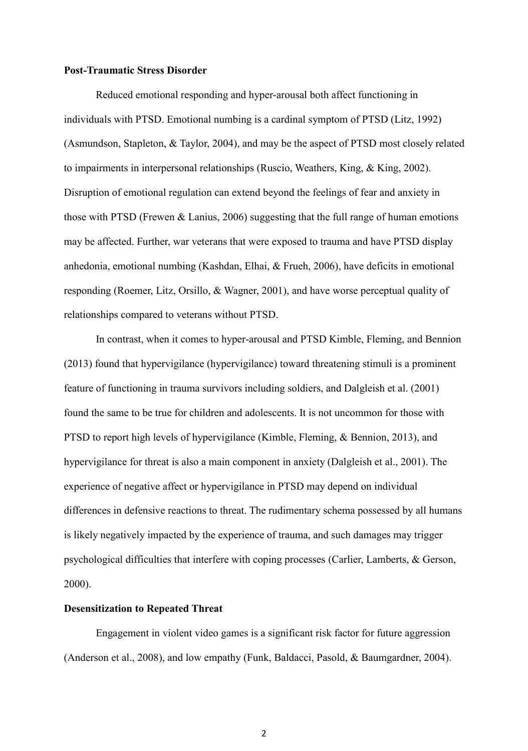**Post-Traumatic Stress Disorder**

Reduced emotional responding and hyper-arousal both affect functioning in individuals with PTSD. Emotional numbing is a cardinal symptom of PTSD (Litz, 1992) (Asmundson, Stapleton, & Taylor, 2004), and may be the aspect of PTSD most closely related to impairments in interpersonal relationships (Ruscio, Weathers, King, & King, 2002). Disruption of emotional regulation can extend beyond the feelings of fear and anxiety in those with PTSD (Frewen & Lanius, 2006) suggesting that the full range of human emotions may be affected. Further, war veterans that were exposed to trauma and have PTSD display anhedonia, emotional numbing (Kashdan, Elhai, & Frueh, 2006), have deficits in emotional responding (Roemer, Litz, Orsillo, & Wagner, 2001), and have worse perceptual quality of relationships compared to veterans without PTSD.

In contrast, when it comes to hyper-arousal and PTSD Kimble, Fleming, and Bennion (2013) found that hypervigilance (hypervigilance) toward threatening stimuli is a prominent feature of functioning in trauma survivors including soldiers, and Dalgleish et al. (2001) found the same to be true for children and adolescents. It is not uncommon for those with PTSD to report high levels of hypervigilance (Kimble, Fleming, & Bennion, 2013), and hypervigilance for threat is also a main component in anxiety (Dalgleish et al., 2001). The experience of negative affect or hypervigilance in PTSD may depend on individual differences in defensive reactions to threat. The rudimentary schema possessed by all humans is likely negatively impacted by the experience of trauma, and such damages may trigger psychological difficulties that interfere with coping processes (Carlier, Lamberts, & Gerson, 2000).

**Desensitization to Repeated Threat**

Engagement in violent video games is a significant risk factor for future aggression (Anderson et al., 2008), and low empathy (Funk, Baldacci, Pasold, & Baumgardner, 2004).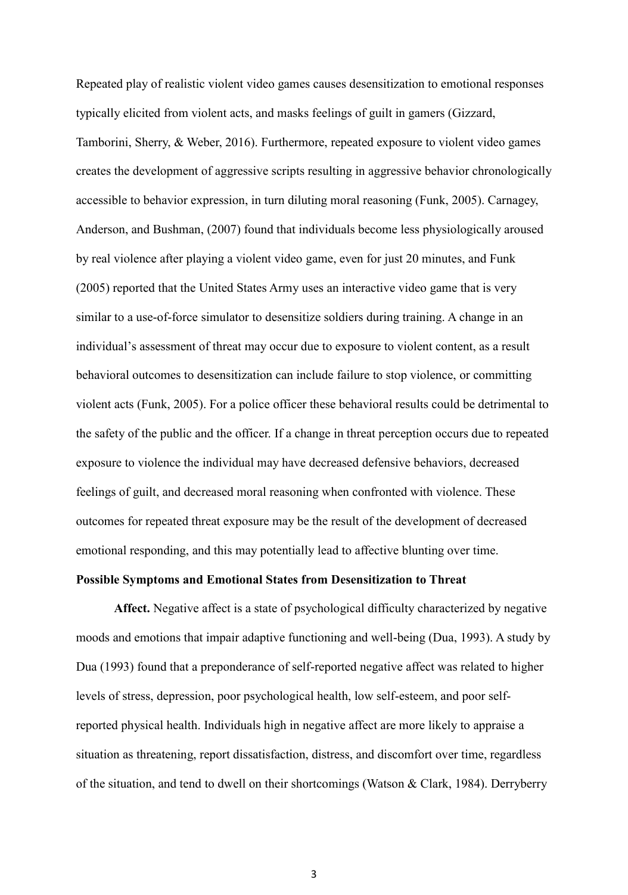Repeated play of realistic violent video games causes desensitization to emotional responses typically elicited from violent acts, and masks feelings of guilt in gamers (Gizzard, Tamborini, Sherry, & Weber, 2016). Furthermore, repeated exposure to violent video games creates the development of aggressive scripts resulting in aggressive behavior chronologically accessible to behavior expression, in turn diluting moral reasoning (Funk, 2005). Carnagey, Anderson, and Bushman, (2007) found that individuals become less physiologically aroused by real violence after playing a violent video game, even for just 20 minutes, and Funk (2005) reported that the United States Army uses an interactive video game that is very similar to a use-of-force simulator to desensitize soldiers during training. A change in an individual's assessment of threat may occur due to exposure to violent content, as a result behavioral outcomes to desensitization can include failure to stop violence, or committing violent acts (Funk, 2005). For a police officer these behavioral results could be detrimental to the safety of the public and the officer. If a change in threat perception occurs due to repeated exposure to violence the individual may have decreased defensive behaviors, decreased feelings of guilt, and decreased moral reasoning when confronted with violence. These outcomes for repeated threat exposure may be the result of the development of decreased emotional responding, and this may potentially lead to affective blunting over time.

### Possible Symptoms and Emotional States from Desensitization to Threat

**Affect.** Negative affect is a state of psychological difficulty characterized by negative moods and emotions that impair adaptive functioning and well-being (Dua, 1993). A study by Dua (1993) found that a preponderance of self-reported negative affect was related to higher levels of stress, depression, poor psychological health, low self-esteem, and poor self-reported physical health. Individuals high in negative affect are more likely to appraise a situation as threatening, report dissatisfaction, distress, and discomfort over time, regardless of the situation, and tend to dwell on their shortcomings (Watson & Clark, 1984). Derryberry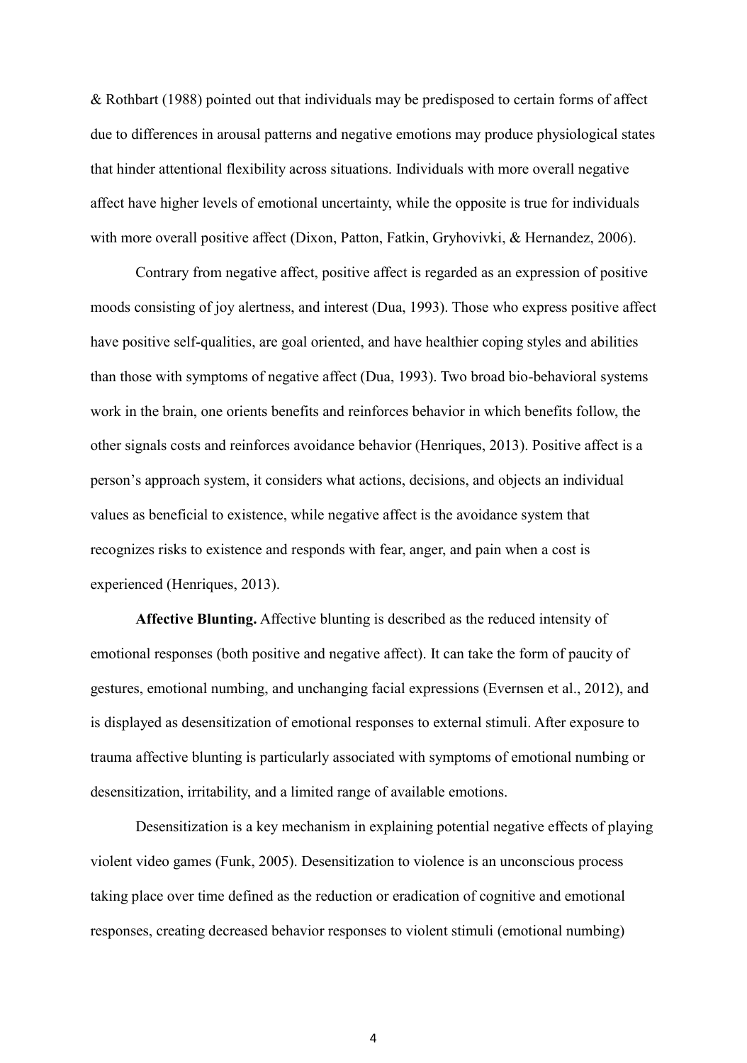& Rothbart (1988) pointed out that individuals may be predisposed to certain forms of affect due to differences in arousal patterns and negative emotions may produce physiological states that hinder attentional flexibility across situations. Individuals with more overall negative affect have higher levels of emotional uncertainty, while the opposite is true for individuals with more overall positive affect (Dixon, Patton, Fatkin, Gryhovivki, & Hernandez, 2006).

Contrary from negative affect, positive affect is regarded as an expression of positive moods consisting of joy alertness, and interest (Dua, 1993). Those who express positive affect have positive self-qualities, are goal oriented, and have healthier coping styles and abilities than those with symptoms of negative affect (Dua, 1993). Two broad bio-behavioral systems work in the brain, one orients benefits and reinforces behavior in which benefits follow, the other signals costs and reinforces avoidance behavior (Henriques, 2013). Positive affect is a person's approach system, it considers what actions, decisions, and objects an individual values as beneficial to existence, while negative affect is the avoidance system that recognizes risks to existence and responds with fear, anger, and pain when a cost is experienced (Henriques, 2013).

**Affective Blunting.** Affective blunting is described as the reduced intensity of emotional responses (both positive and negative affect). It can take the form of paucity of gestures, emotional numbing, and unchanging facial expressions (Evernsen et al., 2012), and is displayed as desensitization of emotional responses to external stimuli. After exposure to trauma affective blunting is particularly associated with symptoms of emotional numbing or desensitization, irritability, and a limited range of available emotions.

Desensitization is a key mechanism in explaining potential negative effects of playing violent video games (Funk, 2005). Desensitization to violence is an unconscious process taking place over time defined as the reduction or eradication of cognitive and emotional responses, creating decreased behavior responses to violent stimuli (emotional numbing)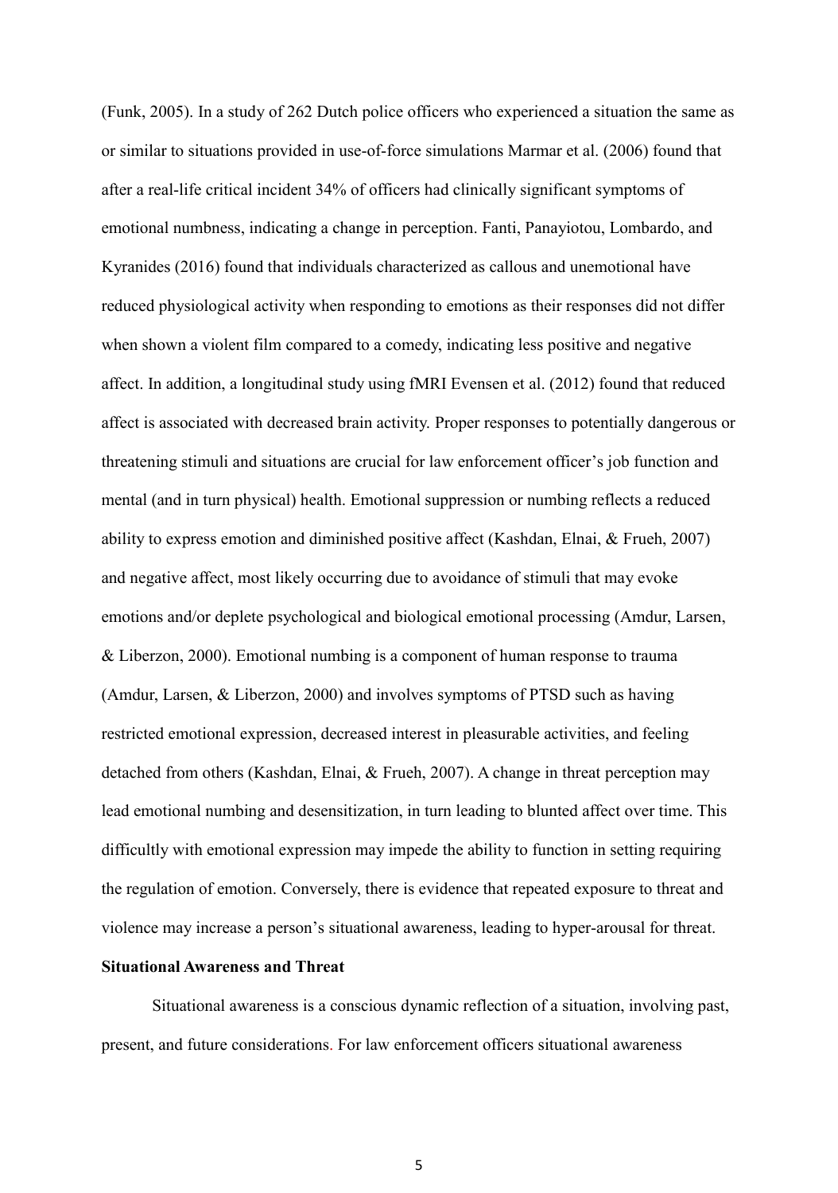(Funk, 2005). In a study of 262 Dutch police officers who experienced a situation the same as or similar to situations provided in use-of-force simulations Marmar et al. (2006) found that after a real-life critical incident 34% of officers had clinically significant symptoms of emotional numbness, indicating a change in perception. Fanti, Panayiotou, Lombardo, and Kyranides (2016) found that individuals characterized as callous and unemotional have reduced physiological activity when responding to emotions as their responses did not differ when shown a violent film compared to a comedy, indicating less positive and negative affect. In addition, a longitudinal study using fMRI Evensen et al. (2012) found that reduced affect is associated with decreased brain activity. Proper responses to potentially dangerous or threatening stimuli and situations are crucial for law enforcement officer's job function and mental (and in turn physical) health. Emotional suppression or numbing reflects a reduced ability to express emotion and diminished positive affect (Kashdan, Elnai, & Frueh, 2007) and negative affect, most likely occurring due to avoidance of stimuli that may evoke emotions and/or deplete psychological and biological emotional processing (Amdur, Larsen, & Liberzon, 2000). Emotional numbing is a component of human response to trauma (Amdur, Larsen, & Liberzon, 2000) and involves symptoms of PTSD such as having restricted emotional expression, decreased interest in pleasurable activities, and feeling detached from others (Kashdan, Elnai, & Frueh, 2007). A change in threat perception may lead emotional numbing and desensitization, in turn leading to blunted affect over time. This difficultly with emotional expression may impede the ability to function in setting requiring the regulation of emotion. Conversely, there is evidence that repeated exposure to threat and violence may increase a person's situational awareness, leading to hyper-arousal for threat.

**Situational Awareness and Threat**

Situational awareness is a conscious dynamic reflection of a situation, involving past, present, and future considerations. For law enforcement officers situational awareness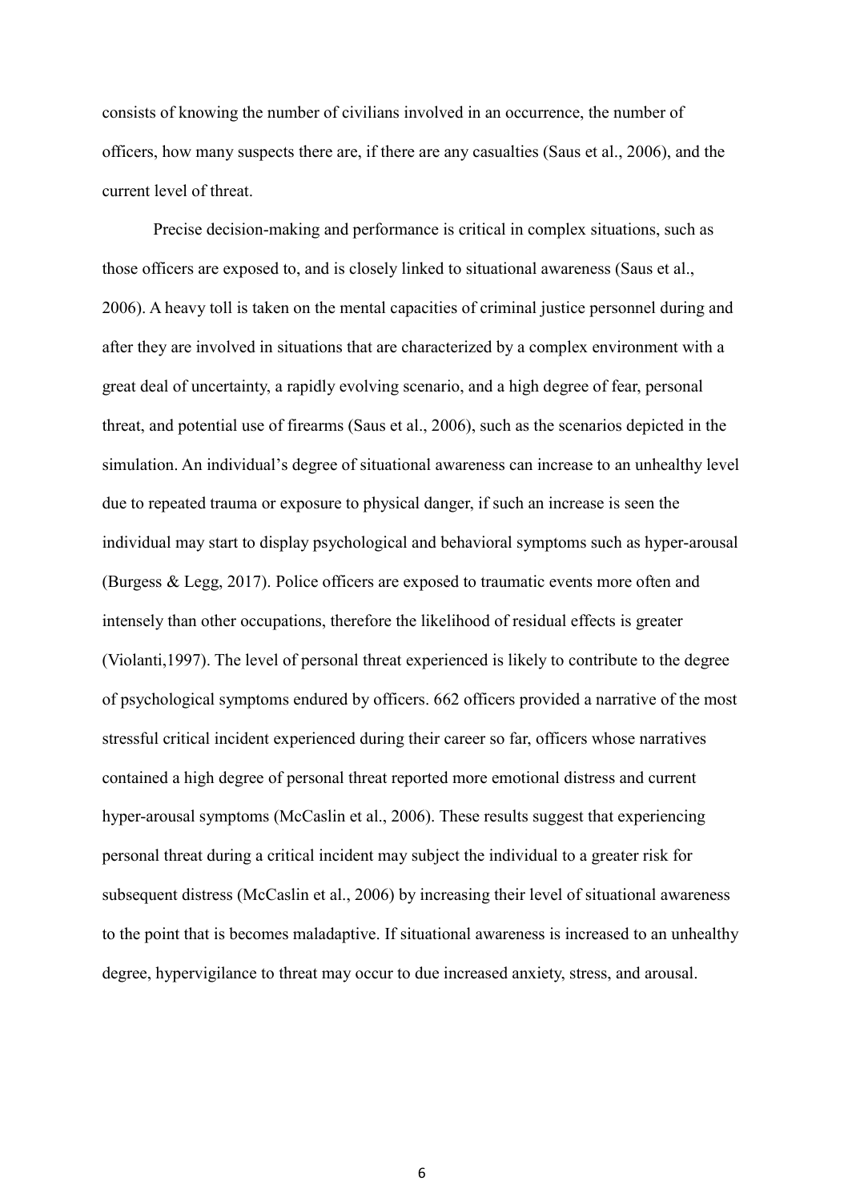consists of knowing the number of civilians involved in an occurrence, the number of officers, how many suspects there are, if there are any casualties (Saus et al., 2006), and the current level of threat.

Precise decision-making and performance is critical in complex situations, such as those officers are exposed to, and is closely linked to situational awareness (Saus et al., 2006). A heavy toll is taken on the mental capacities of criminal justice personnel during and after they are involved in situations that are characterized by a complex environment with a great deal of uncertainty, a rapidly evolving scenario, and a high degree of fear, personal threat, and potential use of firearms (Saus et al., 2006), such as the scenarios depicted in the simulation. An individual's degree of situational awareness can increase to an unhealthy level due to repeated trauma or exposure to physical danger, if such an increase is seen the individual may start to display psychological and behavioral symptoms such as hyper-arousal (Burgess & Legg, 2017). Police officers are exposed to traumatic events more often and intensely than other occupations, therefore the likelihood of residual effects is greater (Violanti,1997). The level of personal threat experienced is likely to contribute to the degree of psychological symptoms endured by officers. 662 officers provided a narrative of the most stressful critical incident experienced during their career so far, officers whose narratives contained a high degree of personal threat reported more emotional distress and current hyper-arousal symptoms (McCaslin et al., 2006). These results suggest that experiencing personal threat during a critical incident may subject the individual to a greater risk for subsequent distress (McCaslin et al., 2006) by increasing their level of situational awareness to the point that is becomes maladaptive. If situational awareness is increased to an unhealthy degree, hypervigilance to threat may occur to due increased anxiety, stress, and arousal.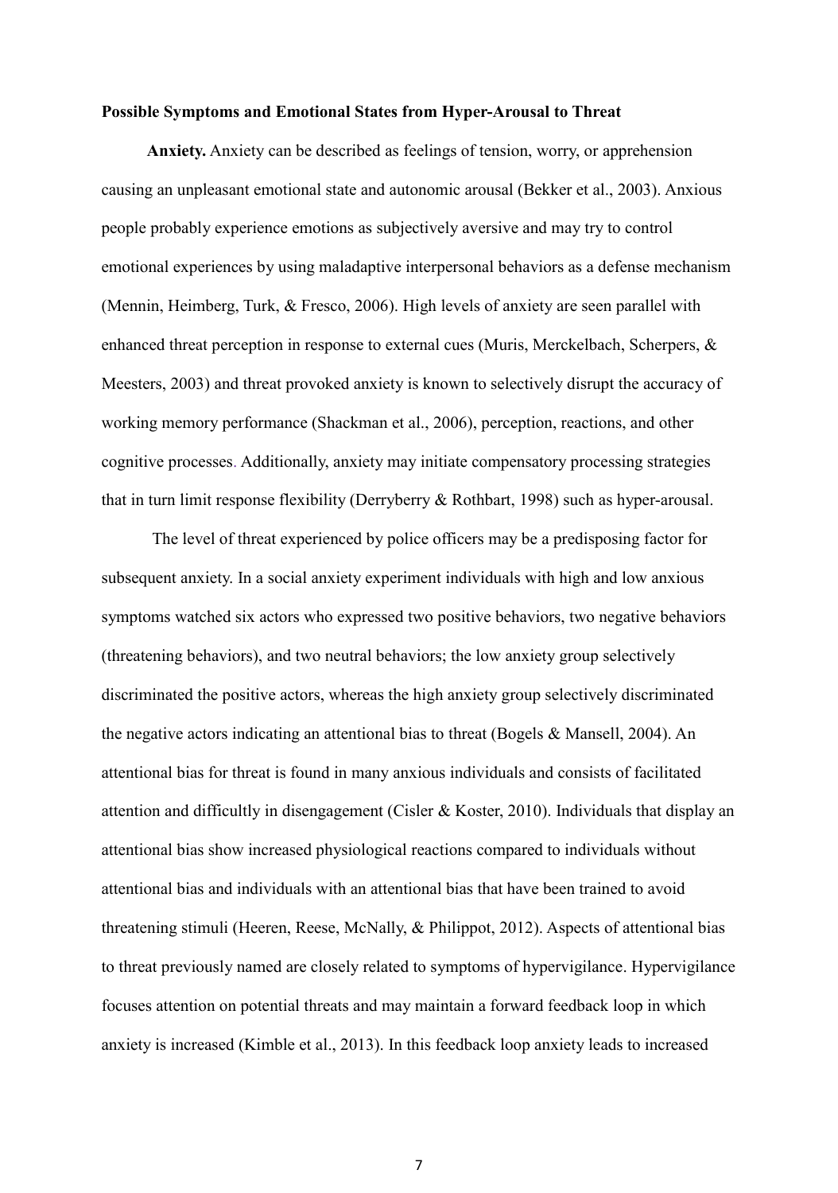**Possible Symptoms and Emotional States from Hyper-Arousal to Threat**

**Anxiety.** Anxiety can be described as feelings of tension, worry, or apprehension causing an unpleasant emotional state and autonomic arousal (Bekker et al., 2003). Anxious people probably experience emotions as subjectively aversive and may try to control emotional experiences by using maladaptive interpersonal behaviors as a defense mechanism (Mennin, Heimberg, Turk, & Fresco, 2006). High levels of anxiety are seen parallel with enhanced threat perception in response to external cues (Muris, Merckelbach, Scherpers, & Meesters, 2003) and threat provoked anxiety is known to selectively disrupt the accuracy of working memory performance (Shackman et al., 2006), perception, reactions, and other cognitive processes. Additionally, anxiety may initiate compensatory processing strategies that in turn limit response flexibility (Derryberry & Rothbart, 1998) such as hyper-arousal.

The level of threat experienced by police officers may be a predisposing factor for subsequent anxiety. In a social anxiety experiment individuals with high and low anxious symptoms watched six actors who expressed two positive behaviors, two negative behaviors (threatening behaviors), and two neutral behaviors; the low anxiety group selectively discriminated the positive actors, whereas the high anxiety group selectively discriminated the negative actors indicating an attentional bias to threat (Bogels & Mansell, 2004). An attentional bias for threat is found in many anxious individuals and consists of facilitated attention and difficultly in disengagement (Cisler & Koster, 2010). Individuals that display an attentional bias show increased physiological reactions compared to individuals without attentional bias and individuals with an attentional bias that have been trained to avoid threatening stimuli (Heeren, Reese, McNally, & Philippot, 2012). Aspects of attentional bias to threat previously named are closely related to symptoms of hypervigilance. Hypervigilance focuses attention on potential threats and may maintain a forward feedback loop in which anxiety is increased (Kimble et al., 2013). In this feedback loop anxiety leads to increased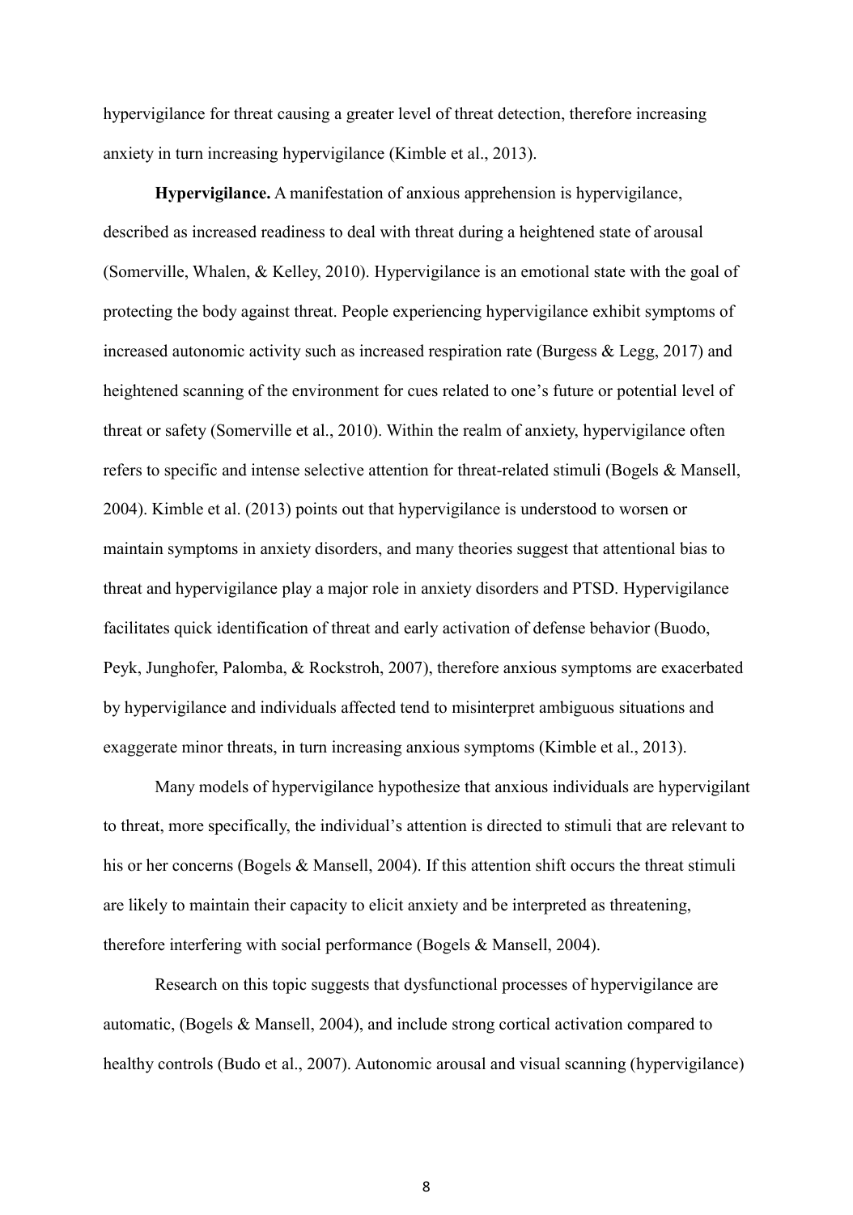hypervigilance for threat causing a greater level of threat detection, therefore increasing anxiety in turn increasing hypervigilance (Kimble et al., 2013).

**Hypervigilance.** A manifestation of anxious apprehension is hypervigilance, described as increased readiness to deal with threat during a heightened state of arousal (Somerville, Whalen, & Kelley, 2010). Hypervigilance is an emotional state with the goal of protecting the body against threat. People experiencing hypervigilance exhibit symptoms of increased autonomic activity such as increased respiration rate (Burgess & Legg, 2017) and heightened scanning of the environment for cues related to one's future or potential level of threat or safety (Somerville et al., 2010). Within the realm of anxiety, hypervigilance often refers to specific and intense selective attention for threat-related stimuli (Bogels & Mansell, 2004). Kimble et al. (2013) points out that hypervigilance is understood to worsen or maintain symptoms in anxiety disorders, and many theories suggest that attentional bias to threat and hypervigilance play a major role in anxiety disorders and PTSD. Hypervigilance facilitates quick identification of threat and early activation of defense behavior (Buodo, Peyk, Junghofer, Palomba, & Rockstroh, 2007), therefore anxious symptoms are exacerbated by hypervigilance and individuals affected tend to misinterpret ambiguous situations and exaggerate minor threats, in turn increasing anxious symptoms (Kimble et al., 2013).

Many models of hypervigilance hypothesize that anxious individuals are hypervigilant to threat, more specifically, the individual's attention is directed to stimuli that are relevant to his or her concerns (Bogels & Mansell, 2004). If this attention shift occurs the threat stimuli are likely to maintain their capacity to elicit anxiety and be interpreted as threatening, therefore interfering with social performance (Bogels & Mansell, 2004).

Research on this topic suggests that dysfunctional processes of hypervigilance are automatic, (Bogels & Mansell, 2004), and include strong cortical activation compared to healthy controls (Budo et al., 2007). Autonomic arousal and visual scanning (hypervigilance)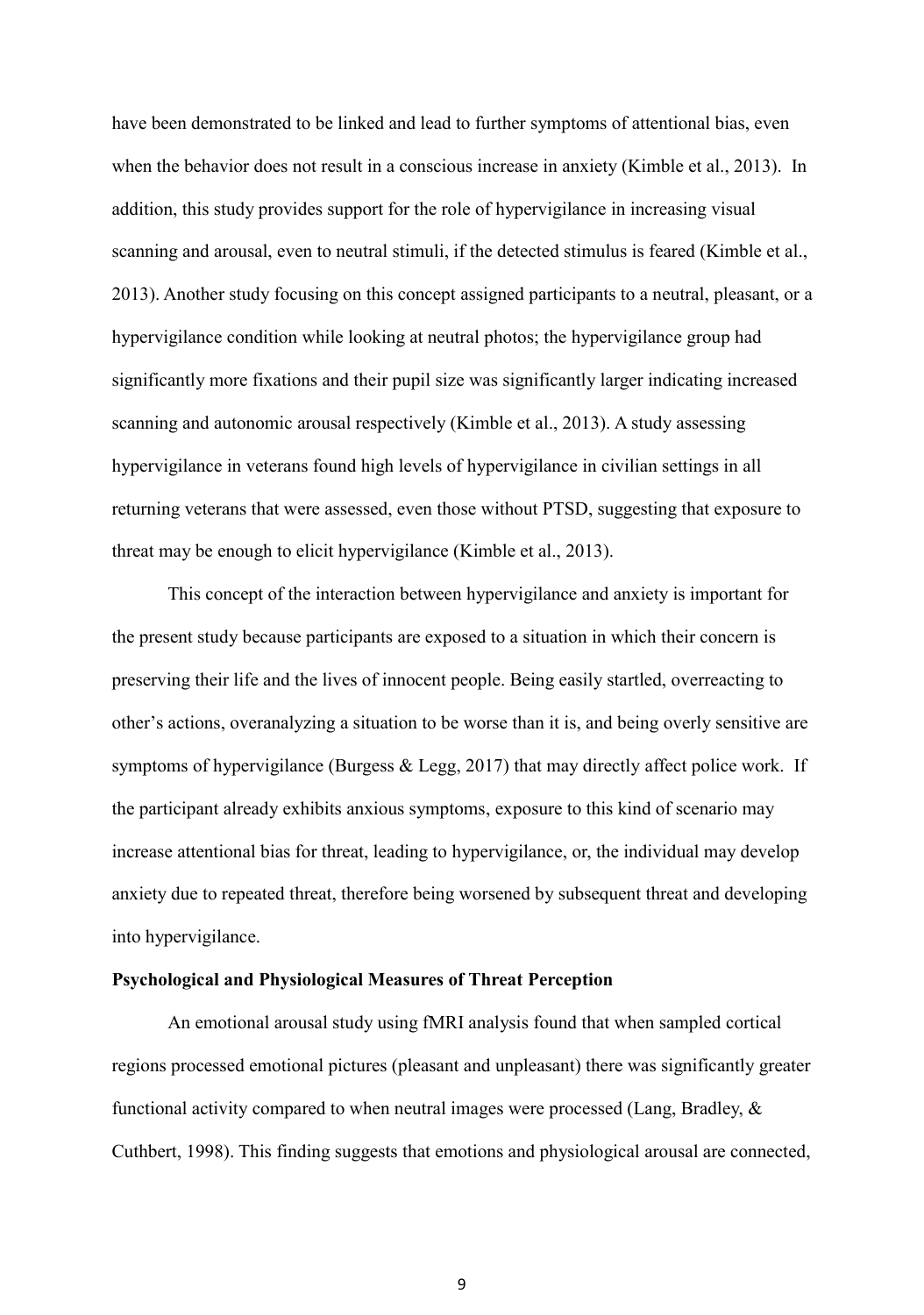have been demonstrated to be linked and lead to further symptoms of attentional bias, even when the behavior does not result in a conscious increase in anxiety (Kimble et al., 2013). In addition, this study provides support for the role of hypervigilance in increasing visual scanning and arousal, even to neutral stimuli, if the detected stimulus is feared (Kimble et al., 2013). Another study focusing on this concept assigned participants to a neutral, pleasant, or a hypervigilance condition while looking at neutral photos; the hypervigilance group had significantly more fixations and their pupil size was significantly larger indicating increased scanning and autonomic arousal respectively (Kimble et al., 2013). A study assessing hypervigilance in veterans found high levels of hypervigilance in civilian settings in all returning veterans that were assessed, even those without PTSD, suggesting that exposure to threat may be enough to elicit hypervigilance (Kimble et al., 2013).

This concept of the interaction between hypervigilance and anxiety is important for the present study because participants are exposed to a situation in which their concern is preserving their life and the lives of innocent people. Being easily startled, overreacting to other's actions, overanalyzing a situation to be worse than it is, and being overly sensitive are symptoms of hypervigilance (Burgess & Legg, 2017) that may directly affect police work. If the participant already exhibits anxious symptoms, exposure to this kind of scenario may increase attentional bias for threat, leading to hypervigilance, or, the individual may develop anxiety due to repeated threat, therefore being worsened by subsequent threat and developing into hypervigilance.

**Psychological and Physiological Measures of Threat Perception**

An emotional arousal study using fMRI analysis found that when sampled cortical regions processed emotional pictures (pleasant and unpleasant) there was significantly greater functional activity compared to when neutral images were processed (Lang, Bradley, & Cuthbert, 1998). This finding suggests that emotions and physiological arousal are connected,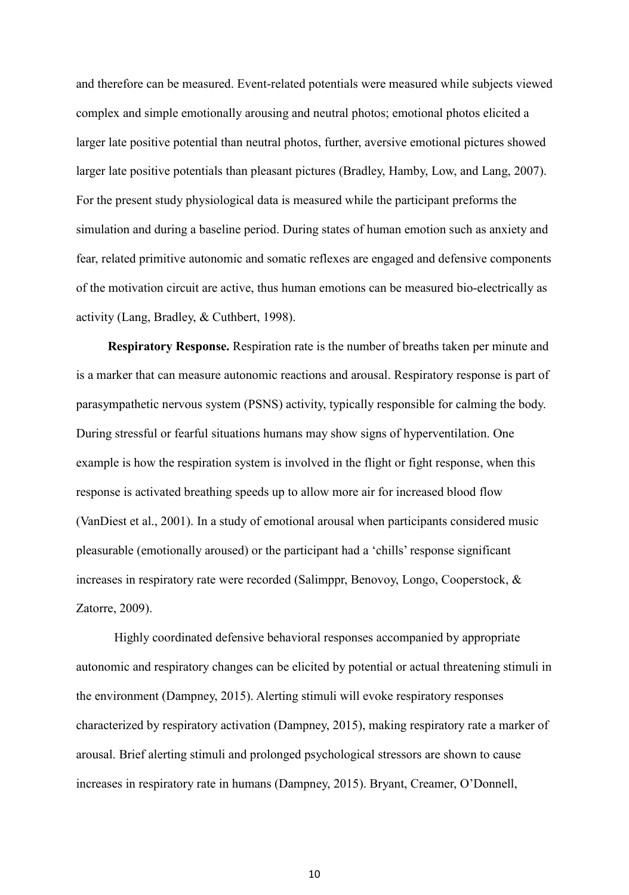and therefore can be measured. Event-related potentials were measured while subjects viewed complex and simple emotionally arousing and neutral photos; emotional photos elicited a larger late positive potential than neutral photos, further, aversive emotional pictures showed larger late positive potentials than pleasant pictures (Bradley, Hamby, Low, and Lang, 2007). For the present study physiological data is measured while the participant preforms the simulation and during a baseline period. During states of human emotion such as anxiety and fear, related primitive autonomic and somatic reflexes are engaged and defensive components of the motivation circuit are active, thus human emotions can be measured bio-electrically as activity (Lang, Bradley, & Cuthbert, 1998).

**Respiratory Response.** Respiration rate is the number of breaths taken per minute and is a marker that can measure autonomic reactions and arousal. Respiratory response is part of parasympathetic nervous system (PSNS) activity, typically responsible for calming the body. During stressful or fearful situations humans may show signs of hyperventilation. One example is how the respiration system is involved in the flight or fight response, when this response is activated breathing speeds up to allow more air for increased blood flow (VanDiest et al., 2001). In a study of emotional arousal when participants considered music pleasurable (emotionally aroused) or the participant had a 'chills' response significant increases in respiratory rate were recorded (Salimppr, Benovoy, Longo, Cooperstock, & Zatorre, 2009).

Highly coordinated defensive behavioral responses accompanied by appropriate autonomic and respiratory changes can be elicited by potential or actual threatening stimuli in the environment (Dampney, 2015). Alerting stimuli will evoke respiratory responses characterized by respiratory activation (Dampney, 2015), making respiratory rate a marker of arousal. Brief alerting stimuli and prolonged psychological stressors are shown to cause increases in respiratory rate in humans (Dampney, 2015). Bryant, Creamer, O'Donnell,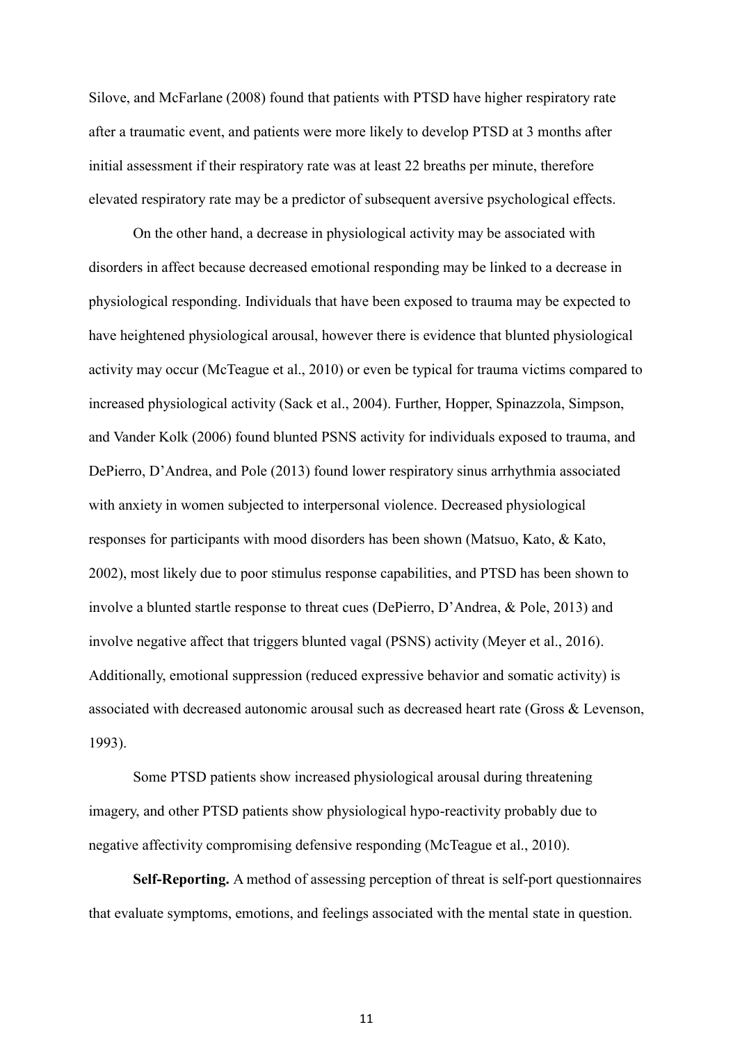Silove, and McFarlane (2008) found that patients with PTSD have higher respiratory rate after a traumatic event, and patients were more likely to develop PTSD at 3 months after initial assessment if their respiratory rate was at least 22 breaths per minute, therefore elevated respiratory rate may be a predictor of subsequent aversive psychological effects.

On the other hand, a decrease in physiological activity may be associated with disorders in affect because decreased emotional responding may be linked to a decrease in physiological responding. Individuals that have been exposed to trauma may be expected to have heightened physiological arousal, however there is evidence that blunted physiological activity may occur (McTeague et al., 2010) or even be typical for trauma victims compared to increased physiological activity (Sack et al., 2004). Further, Hopper, Spinazzola, Simpson, and Vander Kolk (2006) found blunted PSNS activity for individuals exposed to trauma, and DePierro, D'Andrea, and Pole (2013) found lower respiratory sinus arrhythmia associated with anxiety in women subjected to interpersonal violence. Decreased physiological responses for participants with mood disorders has been shown (Matsuo, Kato, & Kato, 2002), most likely due to poor stimulus response capabilities, and PTSD has been shown to involve a blunted startle response to threat cues (DePierro, D'Andrea, & Pole, 2013) and involve negative affect that triggers blunted vagal (PSNS) activity (Meyer et al., 2016). Additionally, emotional suppression (reduced expressive behavior and somatic activity) is associated with decreased autonomic arousal such as decreased heart rate (Gross & Levenson, 1993).

Some PTSD patients show increased physiological arousal during threatening imagery, and other PTSD patients show physiological hypo-reactivity probably due to negative affectivity compromising defensive responding (McTeague et al., 2010).

**Self-Reporting.** A method of assessing perception of threat is self-port questionnaires that evaluate symptoms, emotions, and feelings associated with the mental state in question.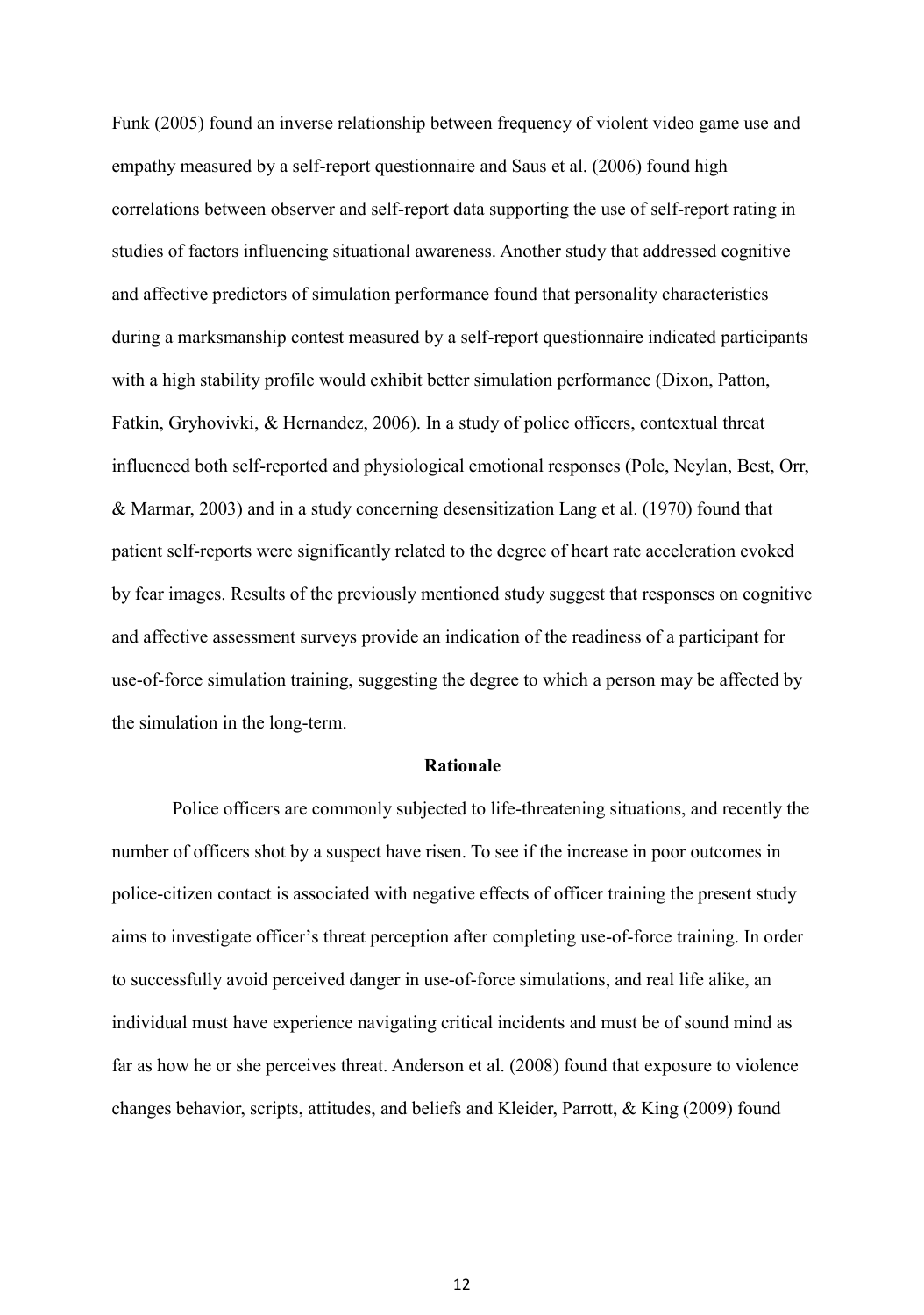Funk (2005) found an inverse relationship between frequency of violent video game use and empathy measured by a self-report questionnaire and Saus et al. (2006) found high correlations between observer and self-report data supporting the use of self-report rating in studies of factors influencing situational awareness. Another study that addressed cognitive and affective predictors of simulation performance found that personality characteristics during a marksmanship contest measured by a self-report questionnaire indicated participants with a high stability profile would exhibit better simulation performance (Dixon, Patton, Fatkin, Gryhovivki, & Hernandez, 2006). In a study of police officers, contextual threat influenced both self-reported and physiological emotional responses (Pole, Neylan, Best, Orr, & Marmar, 2003) and in a study concerning desensitization Lang et al. (1970) found that patient self-reports were significantly related to the degree of heart rate acceleration evoked by fear images. Results of the previously mentioned study suggest that responses on cognitive and affective assessment surveys provide an indication of the readiness of a participant for use-of-force simulation training, suggesting the degree to which a person may be affected by the simulation in the long-term.

## Rationale

Police officers are commonly subjected to life-threatening situations, and recently the number of officers shot by a suspect have risen. To see if the increase in poor outcomes in police-citizen contact is associated with negative effects of officer training the present study aims to investigate officer's threat perception after completing use-of-force training. In order to successfully avoid perceived danger in use-of-force simulations, and real life alike, an individual must have experience navigating critical incidents and must be of sound mind as far as how he or she perceives threat. Anderson et al. (2008) found that exposure to violence changes behavior, scripts, attitudes, and beliefs and Kleider, Parrott, & King (2009) found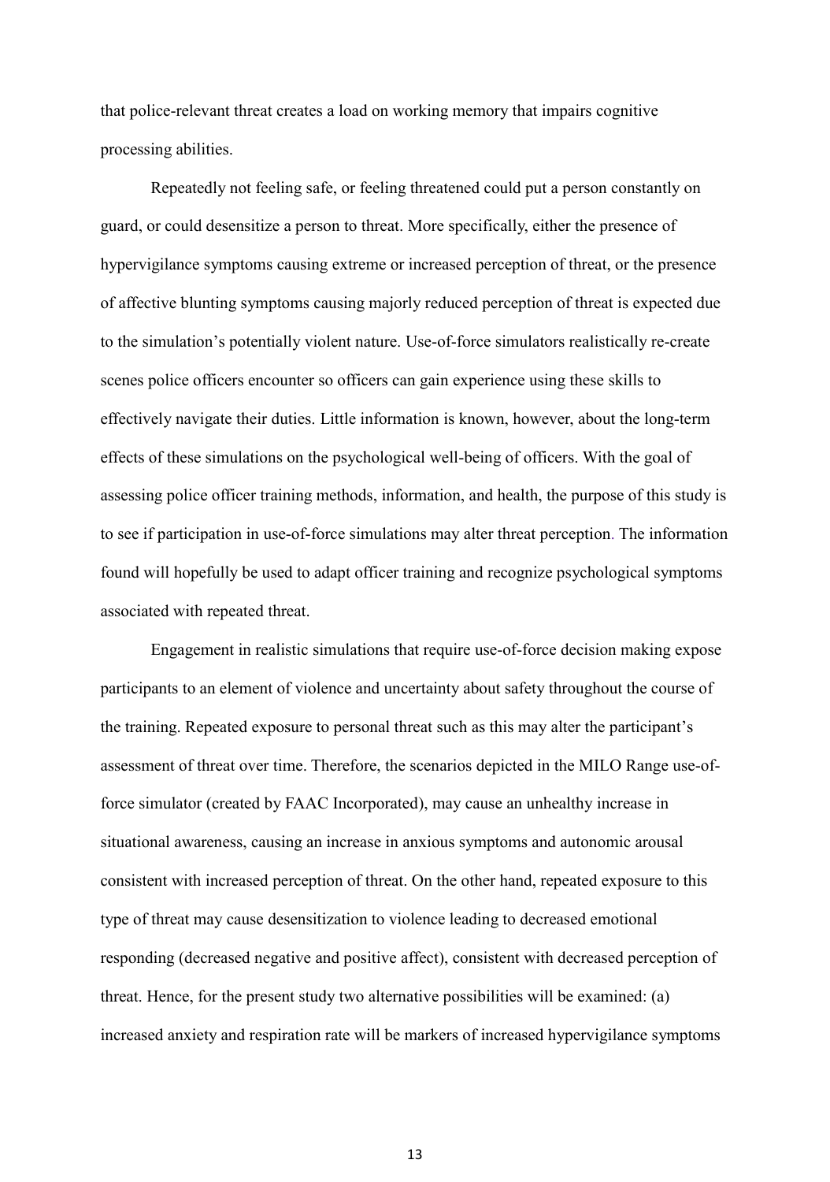that police-relevant threat creates a load on working memory that impairs cognitive processing abilities.

Repeatedly not feeling safe, or feeling threatened could put a person constantly on guard, or could desensitize a person to threat. More specifically, either the presence of hypervigilance symptoms causing extreme or increased perception of threat, or the presence of affective blunting symptoms causing majorly reduced perception of threat is expected due to the simulation's potentially violent nature. Use-of-force simulators realistically re-create scenes police officers encounter so officers can gain experience using these skills to effectively navigate their duties. Little information is known, however, about the long-term effects of these simulations on the psychological well-being of officers. With the goal of assessing police officer training methods, information, and health, the purpose of this study is to see if participation in use-of-force simulations may alter threat perception. The information found will hopefully be used to adapt officer training and recognize psychological symptoms associated with repeated threat.

Engagement in realistic simulations that require use-of-force decision making expose participants to an element of violence and uncertainty about safety throughout the course of the training. Repeated exposure to personal threat such as this may alter the participant's assessment of threat over time. Therefore, the scenarios depicted in the MILO Range use-of-force simulator (created by FAAC Incorporated), may cause an unhealthy increase in situational awareness, causing an increase in anxious symptoms and autonomic arousal consistent with increased perception of threat. On the other hand, repeated exposure to this type of threat may cause desensitization to violence leading to decreased emotional responding (decreased negative and positive affect), consistent with decreased perception of threat. Hence, for the present study two alternative possibilities will be examined: (a) increased anxiety and respiration rate will be markers of increased hypervigilance symptoms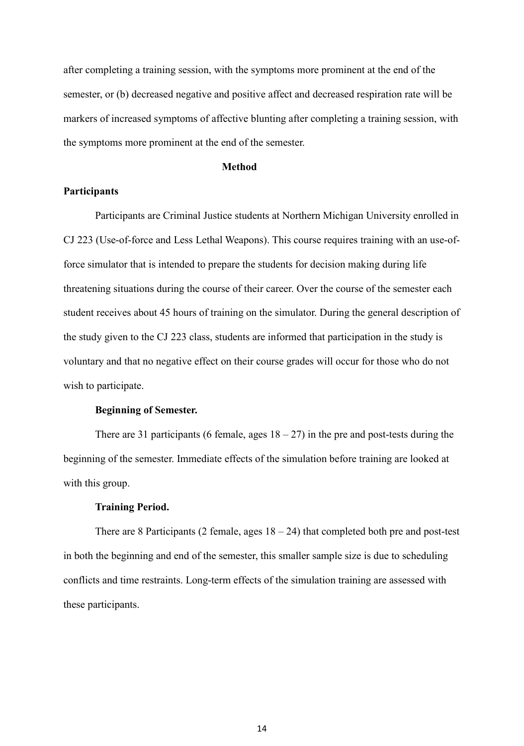after completing a training session, with the symptoms more prominent at the end of the semester, or (b) decreased negative and positive affect and decreased respiration rate will be markers of increased symptoms of affective blunting after completing a training session, with the symptoms more prominent at the end of the semester.

## Method

### Participants

Participants are Criminal Justice students at Northern Michigan University enrolled in CJ 223 (Use-of-force and Less Lethal Weapons). This course requires training with an use-of-force simulator that is intended to prepare the students for decision making during life threatening situations during the course of their career. Over the course of the semester each student receives about 45 hours of training on the simulator. During the general description of the study given to the CJ 223 class, students are informed that participation in the study is voluntary and that no negative effect on their course grades will occur for those who do not wish to participate.

#### Beginning of Semester.

There are 31 participants (6 female, ages 18 – 27) in the pre and post-tests during the beginning of the semester. Immediate effects of the simulation before training are looked at with this group.

#### Training Period.

There are 8 Participants (2 female, ages 18 – 24) that completed both pre and post-test in both the beginning and end of the semester, this smaller sample size is due to scheduling conflicts and time restraints. Long-term effects of the simulation training are assessed with these participants.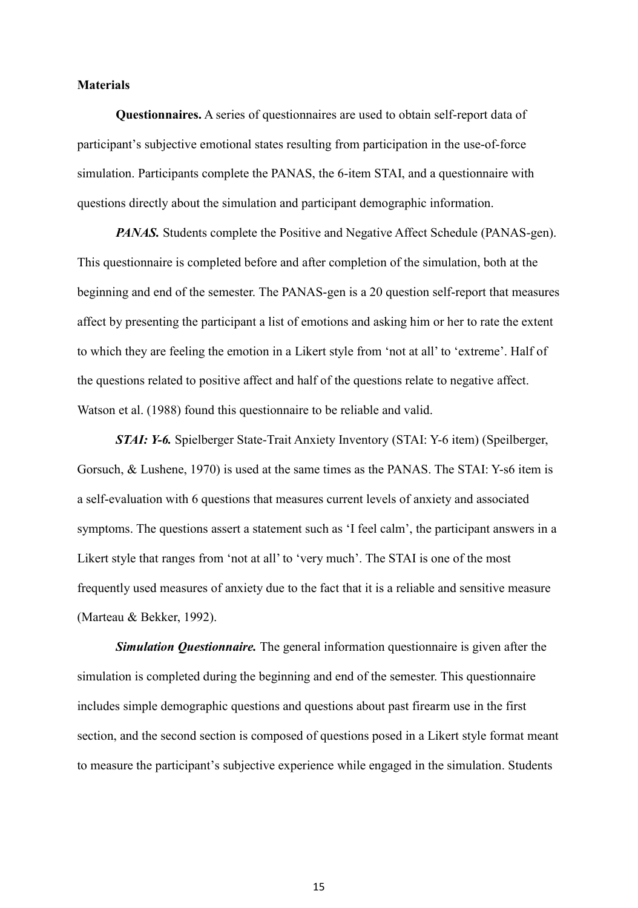**Materials**

**Questionnaires.** A series of questionnaires are used to obtain self-report data of participant's subjective emotional states resulting from participation in the use-of-force simulation. Participants complete the PANAS, the 6-item STAI, and a questionnaire with questions directly about the simulation and participant demographic information.

***PANAS.*** Students complete the Positive and Negative Affect Schedule (PANAS-gen). This questionnaire is completed before and after completion of the simulation, both at the beginning and end of the semester. The PANAS-gen is a 20 question self-report that measures affect by presenting the participant a list of emotions and asking him or her to rate the extent to which they are feeling the emotion in a Likert style from 'not at all' to 'extreme'. Half of the questions related to positive affect and half of the questions relate to negative affect. Watson et al. (1988) found this questionnaire to be reliable and valid.

***STAI: Y-6.*** Spielberger State-Trait Anxiety Inventory (STAI: Y-6 item) (Speilberger, Gorsuch, & Lushene, 1970) is used at the same times as the PANAS. The STAI: Y-s6 item is a self-evaluation with 6 questions that measures current levels of anxiety and associated symptoms. The questions assert a statement such as 'I feel calm', the participant answers in a Likert style that ranges from 'not at all' to 'very much'. The STAI is one of the most frequently used measures of anxiety due to the fact that it is a reliable and sensitive measure (Marteau & Bekker, 1992).

***Simulation Questionnaire.*** The general information questionnaire is given after the simulation is completed during the beginning and end of the semester. This questionnaire includes simple demographic questions and questions about past firearm use in the first section, and the second section is composed of questions posed in a Likert style format meant to measure the participant's subjective experience while engaged in the simulation. Students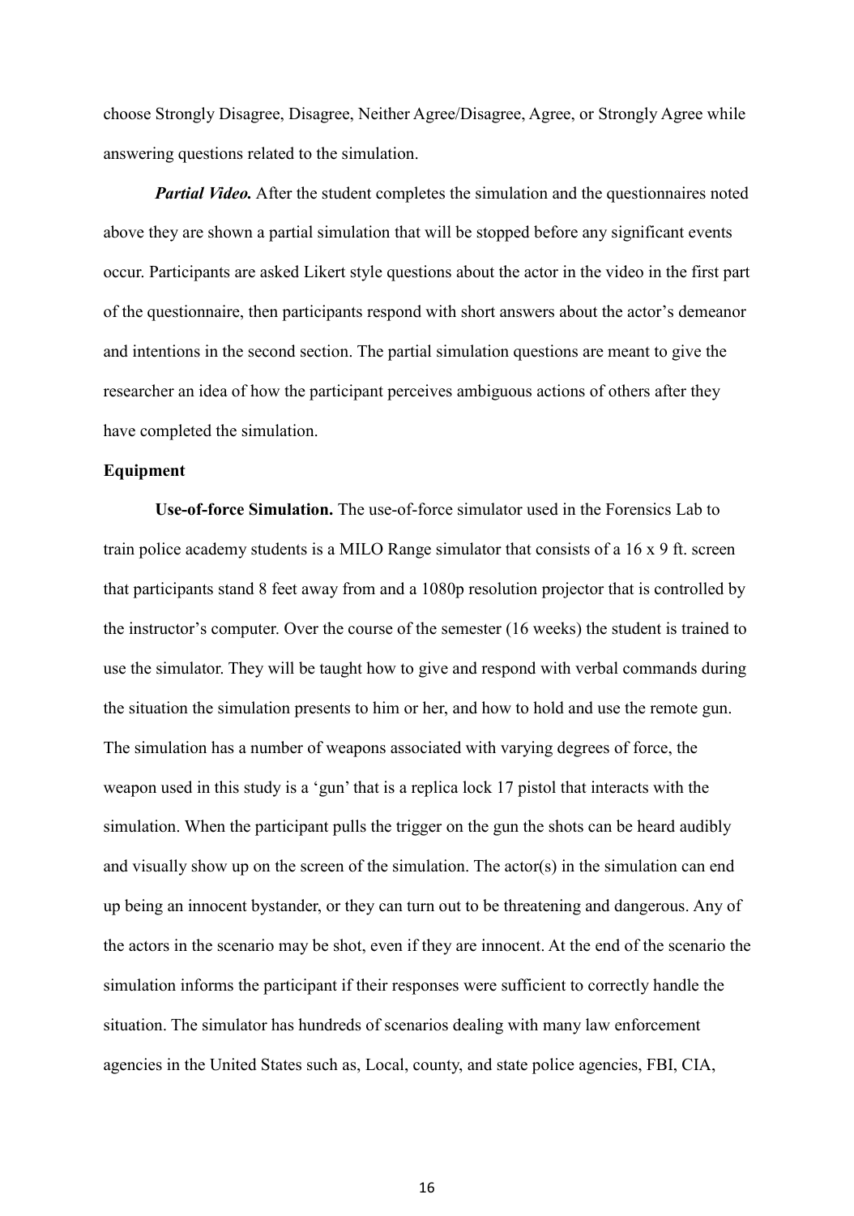choose Strongly Disagree, Disagree, Neither Agree/Disagree, Agree, or Strongly Agree while answering questions related to the simulation.

***Partial Video.*** After the student completes the simulation and the questionnaires noted above they are shown a partial simulation that will be stopped before any significant events occur. Participants are asked Likert style questions about the actor in the video in the first part of the questionnaire, then participants respond with short answers about the actor's demeanor and intentions in the second section. The partial simulation questions are meant to give the researcher an idea of how the participant perceives ambiguous actions of others after they have completed the simulation.

**Equipment**

**Use-of-force Simulation.** The use-of-force simulator used in the Forensics Lab to train police academy students is a MILO Range simulator that consists of a 16 x 9 ft. screen that participants stand 8 feet away from and a 1080p resolution projector that is controlled by the instructor's computer. Over the course of the semester (16 weeks) the student is trained to use the simulator. They will be taught how to give and respond with verbal commands during the situation the simulation presents to him or her, and how to hold and use the remote gun. The simulation has a number of weapons associated with varying degrees of force, the weapon used in this study is a 'gun' that is a replica lock 17 pistol that interacts with the simulation. When the participant pulls the trigger on the gun the shots can be heard audibly and visually show up on the screen of the simulation. The actor(s) in the simulation can end up being an innocent bystander, or they can turn out to be threatening and dangerous. Any of the actors in the scenario may be shot, even if they are innocent. At the end of the scenario the simulation informs the participant if their responses were sufficient to correctly handle the situation. The simulator has hundreds of scenarios dealing with many law enforcement agencies in the United States such as, Local, county, and state police agencies, FBI, CIA,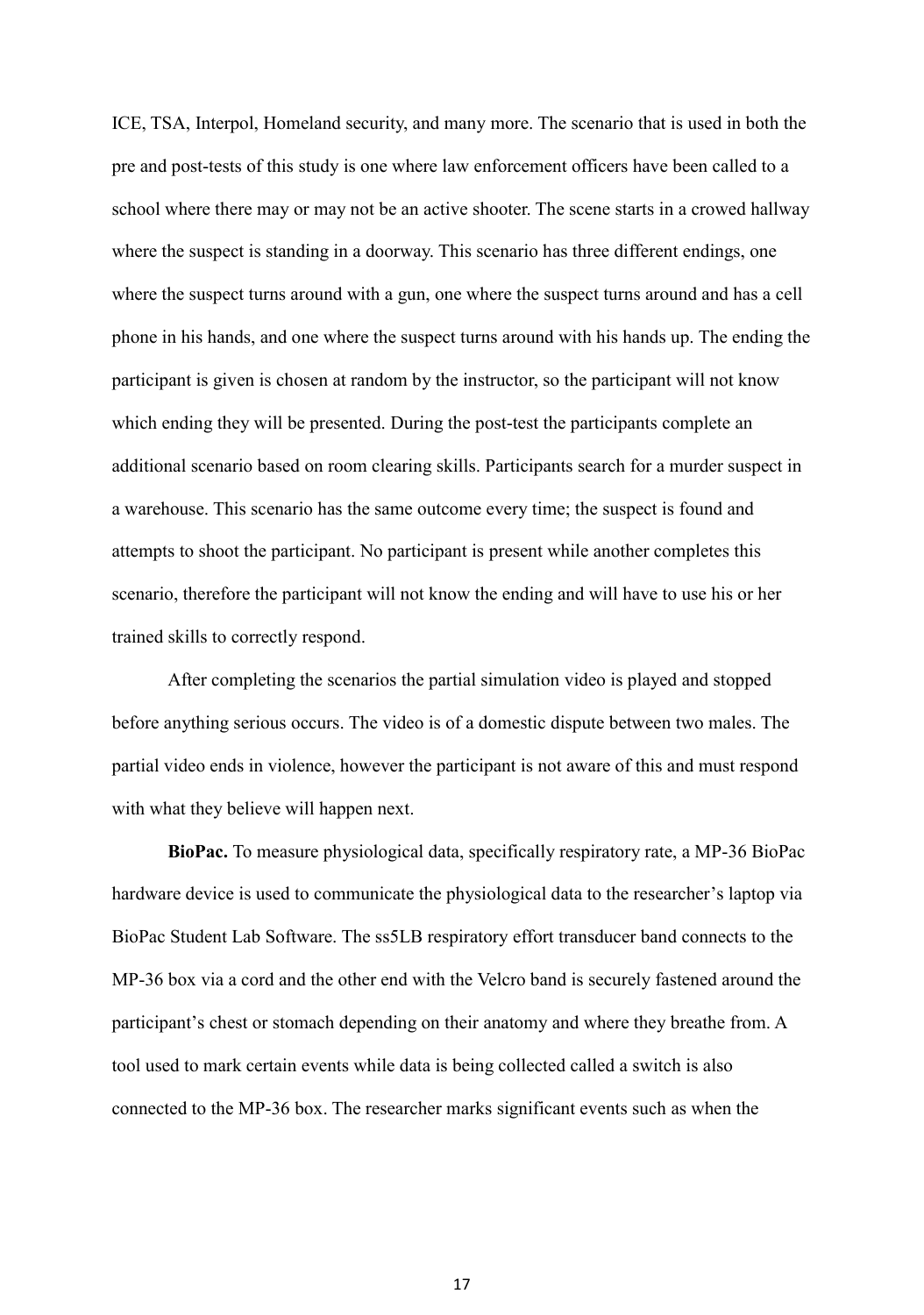ICE, TSA, Interpol, Homeland security, and many more. The scenario that is used in both the pre and post-tests of this study is one where law enforcement officers have been called to a school where there may or may not be an active shooter. The scene starts in a crowed hallway where the suspect is standing in a doorway. This scenario has three different endings, one where the suspect turns around with a gun, one where the suspect turns around and has a cell phone in his hands, and one where the suspect turns around with his hands up. The ending the participant is given is chosen at random by the instructor, so the participant will not know which ending they will be presented. During the post-test the participants complete an additional scenario based on room clearing skills. Participants search for a murder suspect in a warehouse. This scenario has the same outcome every time; the suspect is found and attempts to shoot the participant. No participant is present while another completes this scenario, therefore the participant will not know the ending and will have to use his or her trained skills to correctly respond.

After completing the scenarios the partial simulation video is played and stopped before anything serious occurs. The video is of a domestic dispute between two males. The partial video ends in violence, however the participant is not aware of this and must respond with what they believe will happen next.

**BioPac.** To measure physiological data, specifically respiratory rate, a MP-36 BioPac hardware device is used to communicate the physiological data to the researcher's laptop via BioPac Student Lab Software. The ss5LB respiratory effort transducer band connects to the MP-36 box via a cord and the other end with the Velcro band is securely fastened around the participant's chest or stomach depending on their anatomy and where they breathe from. A tool used to mark certain events while data is being collected called a switch is also connected to the MP-36 box. The researcher marks significant events such as when the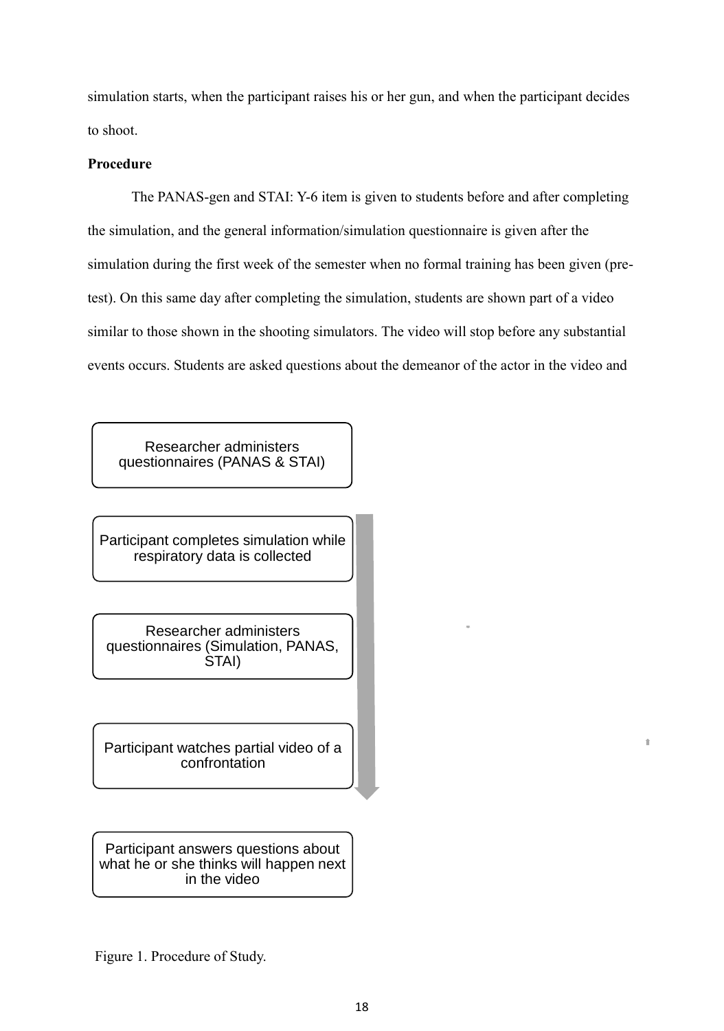simulation starts, when the participant raises his or her gun, and when the participant decides to shoot.

**Procedure**

The PANAS-gen and STAI: Y-6 item is given to students before and after completing the simulation, and the general information/simulation questionnaire is given after the simulation during the first week of the semester when no formal training has been given (pre-test). On this same day after completing the simulation, students are shown part of a video similar to those shown in the shooting simulators. The video will stop before any substantial events occurs. Students are asked questions about the demeanor of the actor in the video and

Researcher administers questionnaires (PANAS & STAI)

Participant completes simulation while respiratory data is collected

Researcher administers questionnaires (Simulation, PANAS, STAI)

Participant watches partial video of a confrontation

Participant answers questions about what he or she thinks will happen next in the video

Figure 1. Procedure of Study.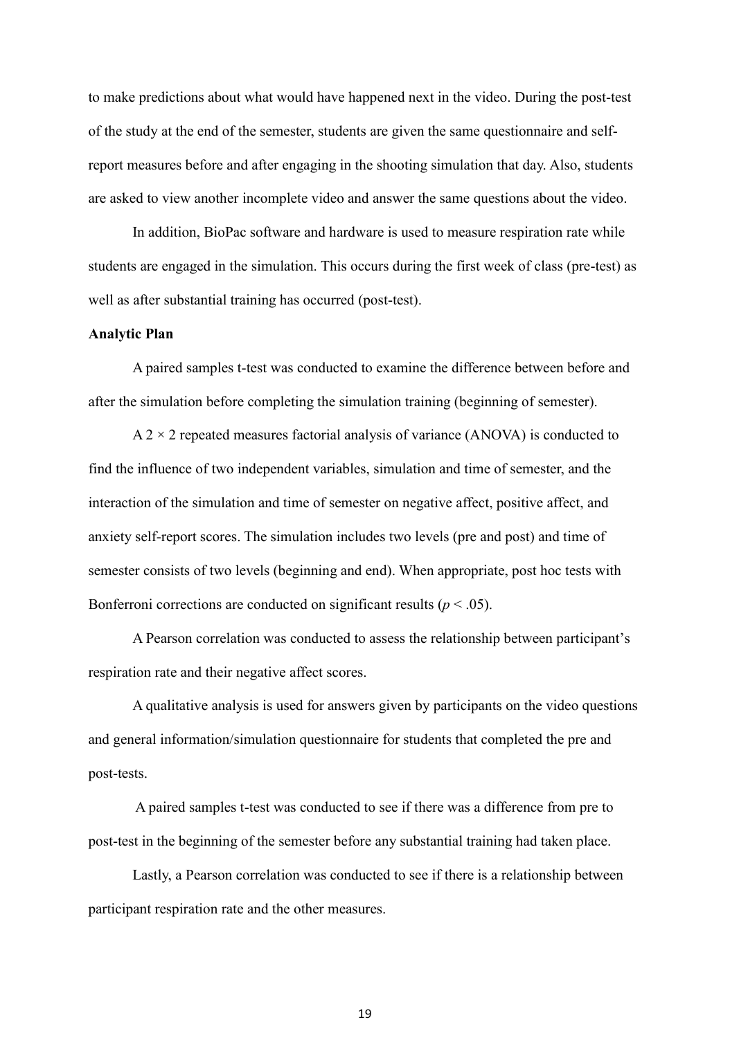to make predictions about what would have happened next in the video. During the post-test of the study at the end of the semester, students are given the same questionnaire and self-report measures before and after engaging in the shooting simulation that day. Also, students are asked to view another incomplete video and answer the same questions about the video.

In addition, BioPac software and hardware is used to measure respiration rate while students are engaged in the simulation. This occurs during the first week of class (pre-test) as well as after substantial training has occurred (post-test).

**Analytic Plan**

A paired samples t-test was conducted to examine the difference between before and after the simulation before completing the simulation training (beginning of semester).

A $2 \times 2$ repeated measures factorial analysis of variance (ANOVA) is conducted to find the influence of two independent variables, simulation and time of semester, and the interaction of the simulation and time of semester on negative affect, positive affect, and anxiety self-report scores. The simulation includes two levels (pre and post) and time of semester consists of two levels (beginning and end). When appropriate, post hoc tests with Bonferroni corrections are conducted on significant results ($p < .05$).

A Pearson correlation was conducted to assess the relationship between participant's respiration rate and their negative affect scores.

A qualitative analysis is used for answers given by participants on the video questions and general information/simulation questionnaire for students that completed the pre and post-tests.

A paired samples t-test was conducted to see if there was a difference from pre to post-test in the beginning of the semester before any substantial training had taken place.

Lastly, a Pearson correlation was conducted to see if there is a relationship between participant respiration rate and the other measures.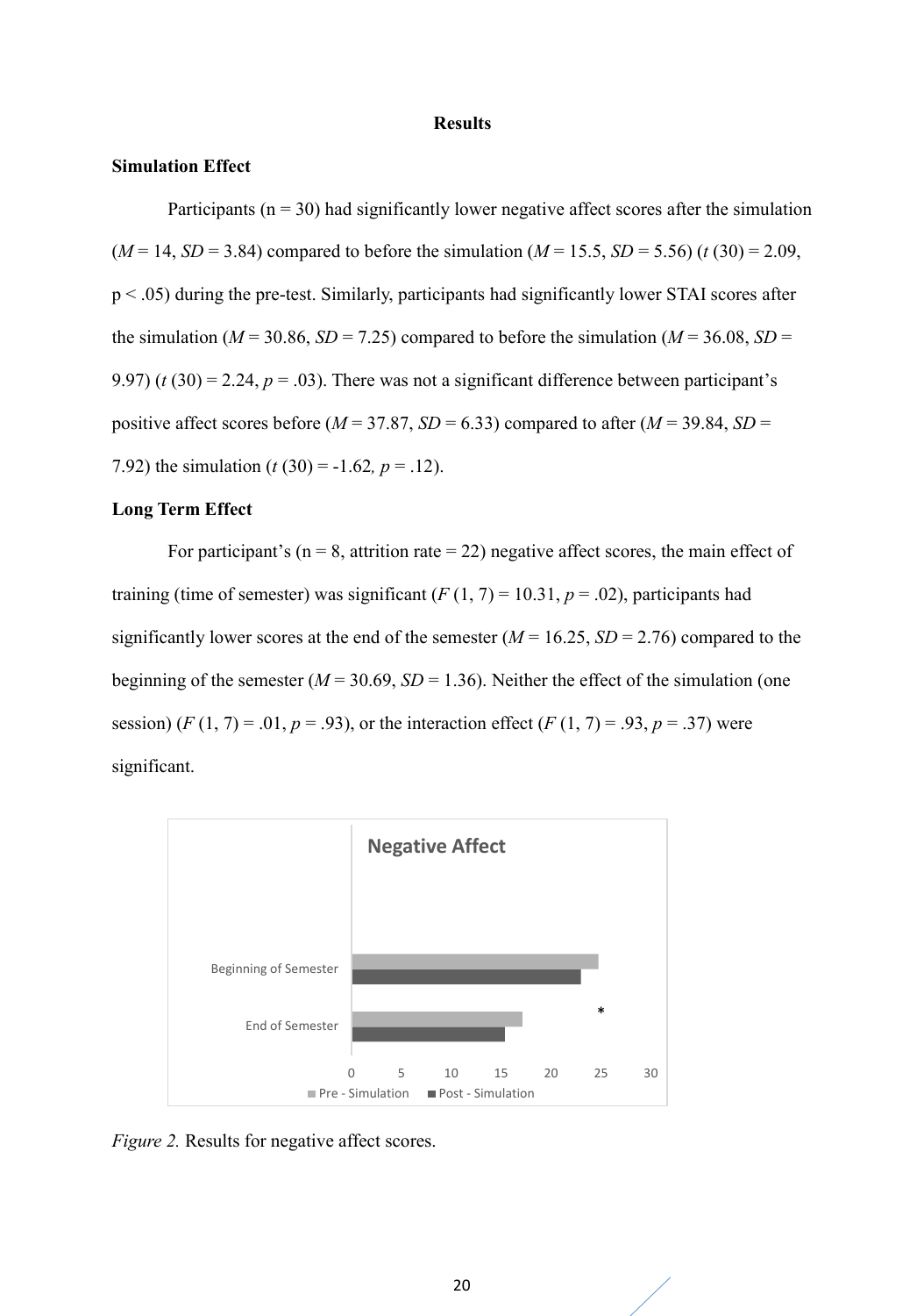# Results

## Simulation Effect

Participants (n = 30) had significantly lower negative affect scores after the simulation (*M* = 14, *SD* = 3.84) compared to before the simulation (*M* = 15.5, *SD* = 5.56) ($t$ (30) = 2.09, p < .05) during the pre-test. Similarly, participants had significantly lower STAI scores after the simulation (*M* = 30.86, *SD* = 7.25) compared to before the simulation (*M* = 36.08, *SD* = 9.97) ($t$ (30) = 2.24, $p$ = .03). There was not a significant difference between participant's positive affect scores before (*M* = 37.87, *SD* = 6.33) compared to after (*M* = 39.84, *SD* = 7.92) the simulation ($t$ (30) = -1.62, $p$ = .12).

## Long Term Effect

For participant's (n = 8, attrition rate = 22) negative affect scores, the main effect of training (time of semester) was significant ($F$ (1, 7) = 10.31, $p$ = .02), participants had significantly lower scores at the end of the semester (*M* = 16.25, *SD* = 2.76) compared to the beginning of the semester (*M* = 30.69, *SD* = 1.36). Neither the effect of the simulation (one session) ($F$ (1, 7) = .01, $p$ = .93), or the interaction effect ($F$ (1, 7) = .93, $p$ = .37) were significant.

*Figure 2.* Results for negative affect scores.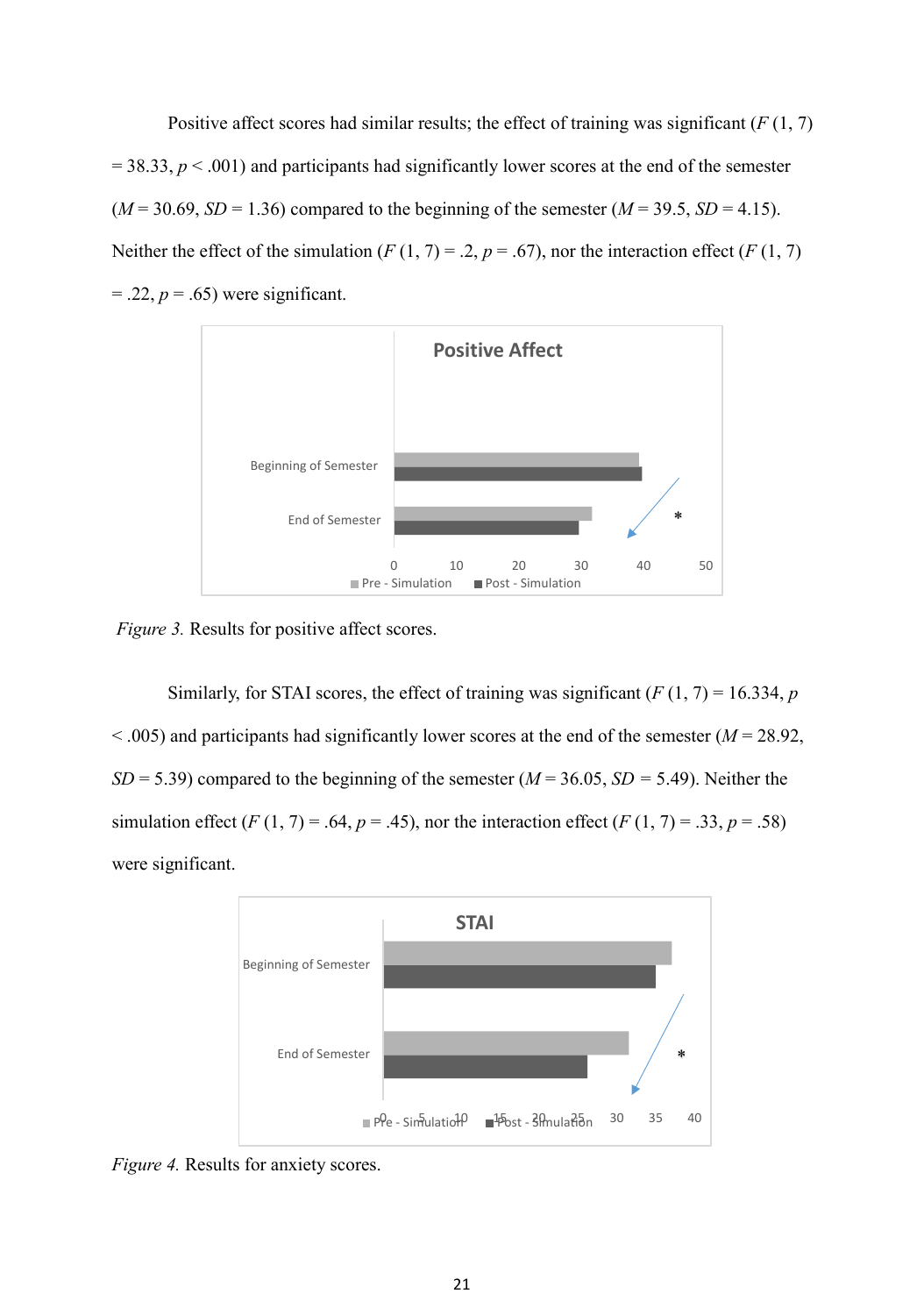Positive affect scores had similar results; the effect of training was significant ($F$ (1, 7) = 38.33, $p$ < .001) and participants had significantly lower scores at the end of the semester ($M$ = 30.69, $SD$ = 1.36) compared to the beginning of the semester ($M$ = 39.5, $SD$ = 4.15). Neither the effect of the simulation ($F$ (1, 7) = .2, $p$ = .67), nor the interaction effect ($F$ (1, 7) = .22, $p$ = .65) were significant.

*Figure 3.* Results for positive affect scores.

Similarly, for STAI scores, the effect of training was significant ($F$ (1, 7) = 16.334, $p$ < .005) and participants had significantly lower scores at the end of the semester ($M$ = 28.92, $SD$ = 5.39) compared to the beginning of the semester ($M$ = 36.05, $SD$ = 5.49). Neither the simulation effect ($F$ (1, 7) = .64, $p$ = .45), nor the interaction effect ($F$ (1, 7) = .33, $p$ = .58) were significant.

*Figure 4.* Results for anxiety scores.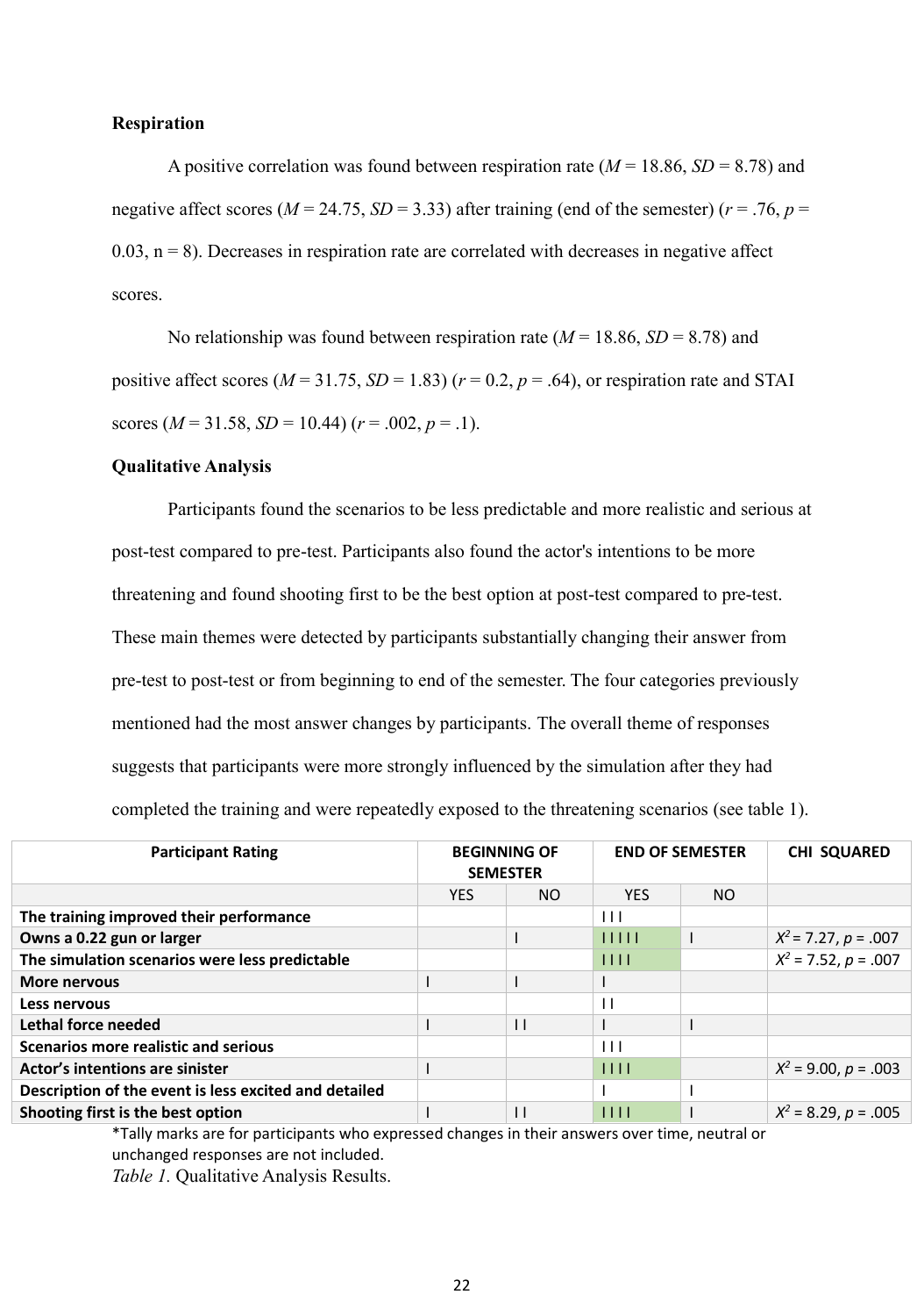### Respiration

A positive correlation was found between respiration rate ($M$ = 18.86, $SD$ = 8.78) and negative affect scores ($M$ = 24.75, $SD$ = 3.33) after training (end of the semester) ($r$ = .76, $p$ = 0.03, n = 8). Decreases in respiration rate are correlated with decreases in negative affect scores.

No relationship was found between respiration rate ($M$ = 18.86, $SD$ = 8.78) and positive affect scores ($M$ = 31.75, $SD$ = 1.83) ($r$ = 0.2, $p$ = .64), or respiration rate and STAI scores ($M$ = 31.58, $SD$ = 10.44) ($r$ = .002, $p$ = .1).

### Qualitative Analysis

Participants found the scenarios to be less predictable and more realistic and serious at post-test compared to pre-test. Participants also found the actor's intentions to be more threatening and found shooting first to be the best option at post-test compared to pre-test. These main themes were detected by participants substantially changing their answer from pre-test to post-test or from beginning to end of the semester. The four categories previously mentioned had the most answer changes by participants. The overall theme of responses suggests that participants were more strongly influenced by the simulation after they had completed the training and were repeatedly exposed to the threatening scenarios (see table 1).

| Participant Rating | BEGINNING OF SEMESTER | | END OF SEMESTER | | CHI SQUARED |
|---|---|---|---|---|---|
| | YES | NO | YES | NO | |
| **The training improved their performance** | | | I I I | | |
| **Owns a 0.22 gun or larger** | | I | I I I I I | I | $X^2$ = 7.27, $p$ = .007 |
| **The simulation scenarios were less predictable** | | | I I I I | | $X^2$ = 7.52, $p$ = .007 |
| **More nervous** | I | I | I | | |
| **Less nervous** | | | I I | | |
| **Lethal force needed** | I | I I | I | I | |
| **Scenarios more realistic and serious** | | | I I I | | |
| **Actor's intentions are sinister** | I | | I I I I | | $X^2$ = 9.00, $p$ = .003 |
| **Description of the event is less excited and detailed** | | | I | I | |
| **Shooting first is the best option** | I | I I | I I I I | I | $X^2$ = 8.29, $p$ = .005 |

*Tally marks are for participants who expressed changes in their answers over time, neutral or unchanged responses are not included.

*Table 1.* Qualitative Analysis Results.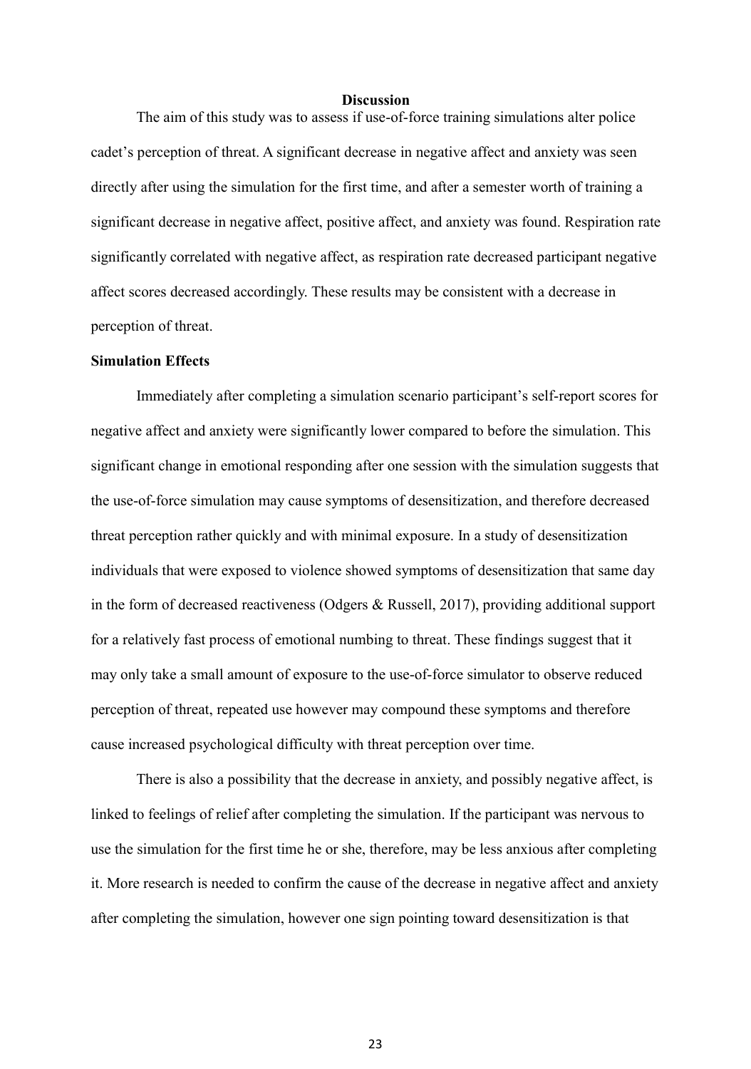## Discussion

The aim of this study was to assess if use-of-force training simulations alter police cadet's perception of threat. A significant decrease in negative affect and anxiety was seen directly after using the simulation for the first time, and after a semester worth of training a significant decrease in negative affect, positive affect, and anxiety was found. Respiration rate significantly correlated with negative affect, as respiration rate decreased participant negative affect scores decreased accordingly. These results may be consistent with a decrease in perception of threat.

### Simulation Effects

Immediately after completing a simulation scenario participant's self-report scores for negative affect and anxiety were significantly lower compared to before the simulation. This significant change in emotional responding after one session with the simulation suggests that the use-of-force simulation may cause symptoms of desensitization, and therefore decreased threat perception rather quickly and with minimal exposure. In a study of desensitization individuals that were exposed to violence showed symptoms of desensitization that same day in the form of decreased reactiveness (Odgers & Russell, 2017), providing additional support for a relatively fast process of emotional numbing to threat. These findings suggest that it may only take a small amount of exposure to the use-of-force simulator to observe reduced perception of threat, repeated use however may compound these symptoms and therefore cause increased psychological difficulty with threat perception over time.

There is also a possibility that the decrease in anxiety, and possibly negative affect, is linked to feelings of relief after completing the simulation. If the participant was nervous to use the simulation for the first time he or she, therefore, may be less anxious after completing it. More research is needed to confirm the cause of the decrease in negative affect and anxiety after completing the simulation, however one sign pointing toward desensitization is that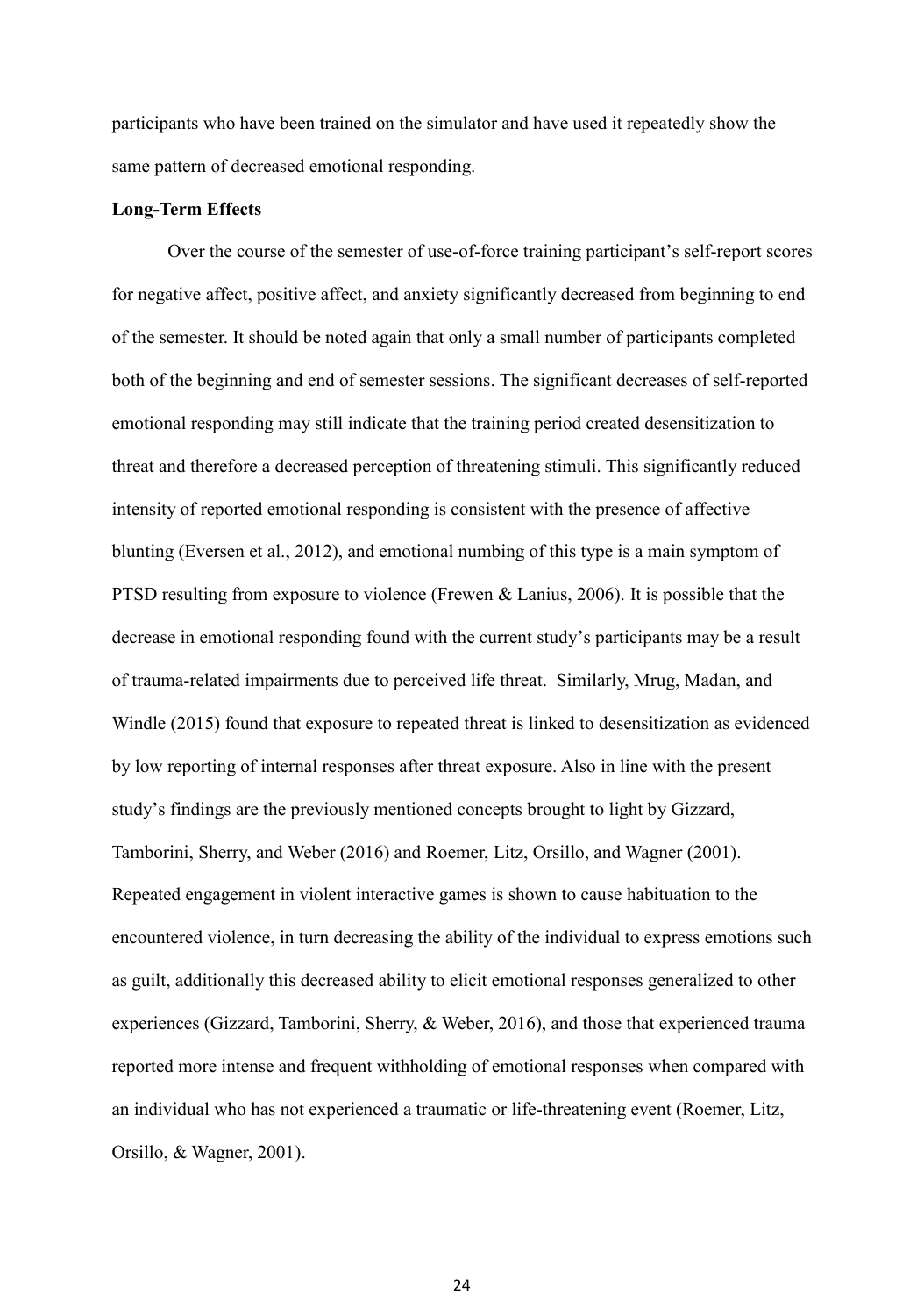participants who have been trained on the simulator and have used it repeatedly show the same pattern of decreased emotional responding.

**Long-Term Effects**

Over the course of the semester of use-of-force training participant's self-report scores for negative affect, positive affect, and anxiety significantly decreased from beginning to end of the semester. It should be noted again that only a small number of participants completed both of the beginning and end of semester sessions. The significant decreases of self-reported emotional responding may still indicate that the training period created desensitization to threat and therefore a decreased perception of threatening stimuli. This significantly reduced intensity of reported emotional responding is consistent with the presence of affective blunting (Eversen et al., 2012), and emotional numbing of this type is a main symptom of PTSD resulting from exposure to violence (Frewen & Lanius, 2006). It is possible that the decrease in emotional responding found with the current study's participants may be a result of trauma-related impairments due to perceived life threat. Similarly, Mrug, Madan, and Windle (2015) found that exposure to repeated threat is linked to desensitization as evidenced by low reporting of internal responses after threat exposure. Also in line with the present study's findings are the previously mentioned concepts brought to light by Gizzard, Tamborini, Sherry, and Weber (2016) and Roemer, Litz, Orsillo, and Wagner (2001). Repeated engagement in violent interactive games is shown to cause habituation to the encountered violence, in turn decreasing the ability of the individual to express emotions such as guilt, additionally this decreased ability to elicit emotional responses generalized to other experiences (Gizzard, Tamborini, Sherry, & Weber, 2016), and those that experienced trauma reported more intense and frequent withholding of emotional responses when compared with an individual who has not experienced a traumatic or life-threatening event (Roemer, Litz, Orsillo, & Wagner, 2001).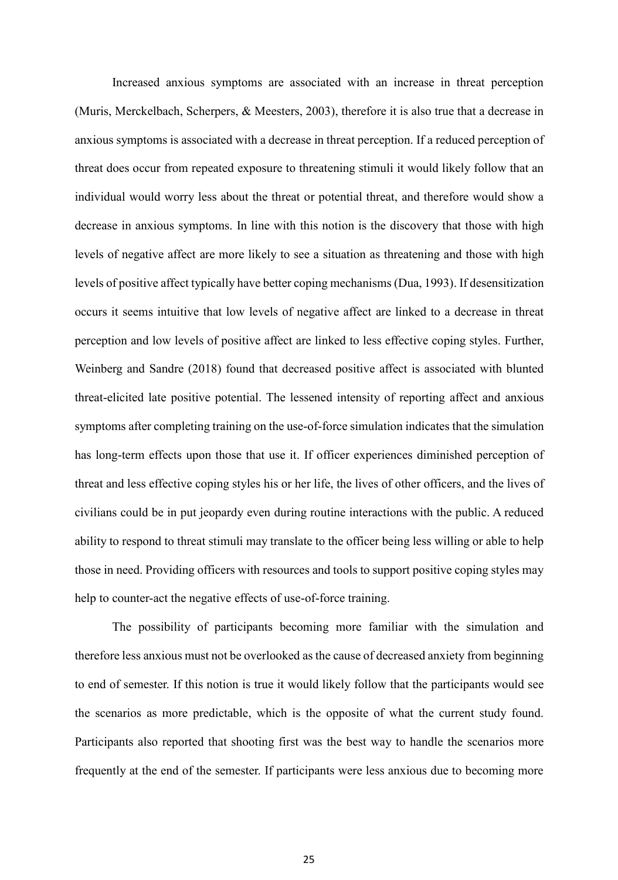Increased anxious symptoms are associated with an increase in threat perception (Muris, Merckelbach, Scherpers, & Meesters, 2003), therefore it is also true that a decrease in anxious symptoms is associated with a decrease in threat perception. If a reduced perception of threat does occur from repeated exposure to threatening stimuli it would likely follow that an individual would worry less about the threat or potential threat, and therefore would show a decrease in anxious symptoms. In line with this notion is the discovery that those with high levels of negative affect are more likely to see a situation as threatening and those with high levels of positive affect typically have better coping mechanisms (Dua, 1993). If desensitization occurs it seems intuitive that low levels of negative affect are linked to a decrease in threat perception and low levels of positive affect are linked to less effective coping styles. Further, Weinberg and Sandre (2018) found that decreased positive affect is associated with blunted threat-elicited late positive potential. The lessened intensity of reporting affect and anxious symptoms after completing training on the use-of-force simulation indicates that the simulation has long-term effects upon those that use it. If officer experiences diminished perception of threat and less effective coping styles his or her life, the lives of other officers, and the lives of civilians could be in put jeopardy even during routine interactions with the public. A reduced ability to respond to threat stimuli may translate to the officer being less willing or able to help those in need. Providing officers with resources and tools to support positive coping styles may help to counter-act the negative effects of use-of-force training.

The possibility of participants becoming more familiar with the simulation and therefore less anxious must not be overlooked as the cause of decreased anxiety from beginning to end of semester. If this notion is true it would likely follow that the participants would see the scenarios as more predictable, which is the opposite of what the current study found. Participants also reported that shooting first was the best way to handle the scenarios more frequently at the end of the semester. If participants were less anxious due to becoming more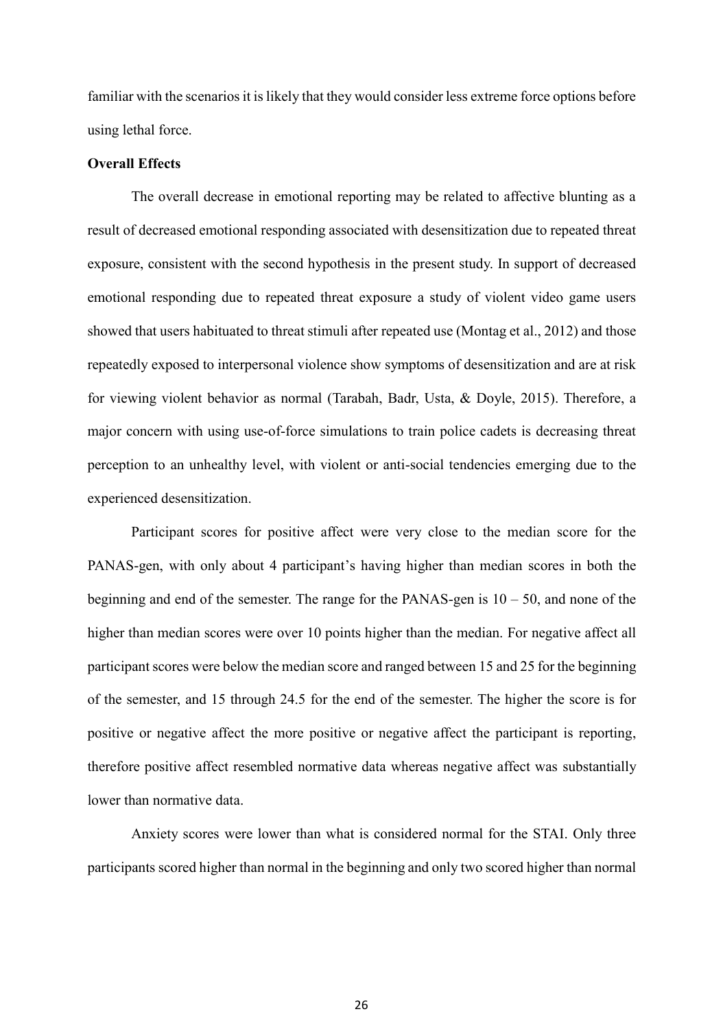familiar with the scenarios it is likely that they would consider less extreme force options before using lethal force.

**Overall Effects**

The overall decrease in emotional reporting may be related to affective blunting as a result of decreased emotional responding associated with desensitization due to repeated threat exposure, consistent with the second hypothesis in the present study. In support of decreased emotional responding due to repeated threat exposure a study of violent video game users showed that users habituated to threat stimuli after repeated use (Montag et al., 2012) and those repeatedly exposed to interpersonal violence show symptoms of desensitization and are at risk for viewing violent behavior as normal (Tarabah, Badr, Usta, & Doyle, 2015). Therefore, a major concern with using use-of-force simulations to train police cadets is decreasing threat perception to an unhealthy level, with violent or anti-social tendencies emerging due to the experienced desensitization.

Participant scores for positive affect were very close to the median score for the PANAS-gen, with only about 4 participant's having higher than median scores in both the beginning and end of the semester. The range for the PANAS-gen is 10 – 50, and none of the higher than median scores were over 10 points higher than the median. For negative affect all participant scores were below the median score and ranged between 15 and 25 for the beginning of the semester, and 15 through 24.5 for the end of the semester. The higher the score is for positive or negative affect the more positive or negative affect the participant is reporting, therefore positive affect resembled normative data whereas negative affect was substantially lower than normative data.

Anxiety scores were lower than what is considered normal for the STAI. Only three participants scored higher than normal in the beginning and only two scored higher than normal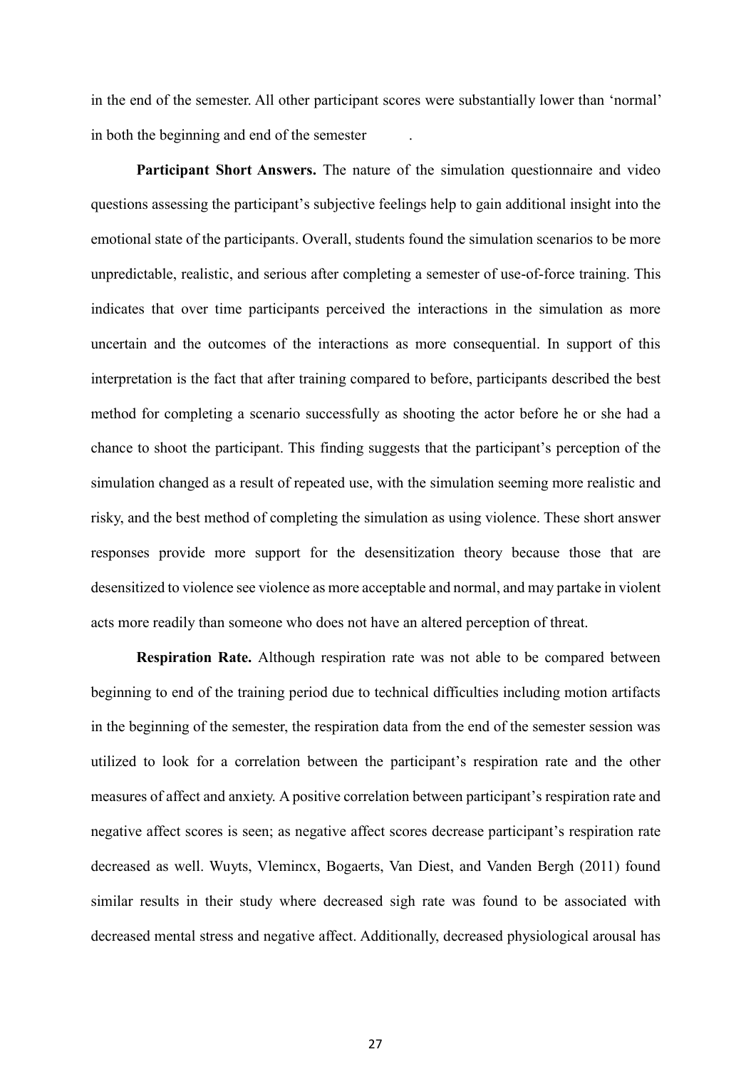in the end of the semester. All other participant scores were substantially lower than 'normal' in both the beginning and end of the semester .

**Participant Short Answers.** The nature of the simulation questionnaire and video questions assessing the participant's subjective feelings help to gain additional insight into the emotional state of the participants. Overall, students found the simulation scenarios to be more unpredictable, realistic, and serious after completing a semester of use-of-force training. This indicates that over time participants perceived the interactions in the simulation as more uncertain and the outcomes of the interactions as more consequential. In support of this interpretation is the fact that after training compared to before, participants described the best method for completing a scenario successfully as shooting the actor before he or she had a chance to shoot the participant. This finding suggests that the participant's perception of the simulation changed as a result of repeated use, with the simulation seeming more realistic and risky, and the best method of completing the simulation as using violence. These short answer responses provide more support for the desensitization theory because those that are desensitized to violence see violence as more acceptable and normal, and may partake in violent acts more readily than someone who does not have an altered perception of threat.

**Respiration Rate.** Although respiration rate was not able to be compared between beginning to end of the training period due to technical difficulties including motion artifacts in the beginning of the semester, the respiration data from the end of the semester session was utilized to look for a correlation between the participant's respiration rate and the other measures of affect and anxiety. A positive correlation between participant's respiration rate and negative affect scores is seen; as negative affect scores decrease participant's respiration rate decreased as well. Wuyts, Vlemincx, Bogaerts, Van Diest, and Vanden Bergh (2011) found similar results in their study where decreased sigh rate was found to be associated with decreased mental stress and negative affect. Additionally, decreased physiological arousal has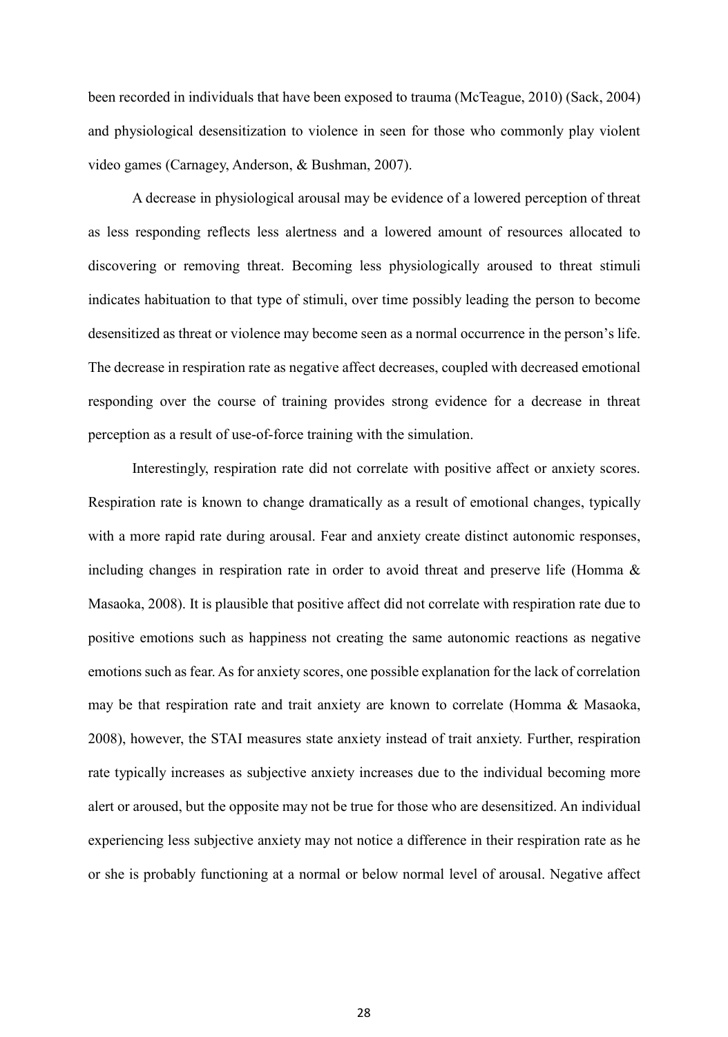been recorded in individuals that have been exposed to trauma (McTeague, 2010) (Sack, 2004) and physiological desensitization to violence in seen for those who commonly play violent video games (Carnagey, Anderson, & Bushman, 2007).

A decrease in physiological arousal may be evidence of a lowered perception of threat as less responding reflects less alertness and a lowered amount of resources allocated to discovering or removing threat. Becoming less physiologically aroused to threat stimuli indicates habituation to that type of stimuli, over time possibly leading the person to become desensitized as threat or violence may become seen as a normal occurrence in the person's life. The decrease in respiration rate as negative affect decreases, coupled with decreased emotional responding over the course of training provides strong evidence for a decrease in threat perception as a result of use-of-force training with the simulation.

Interestingly, respiration rate did not correlate with positive affect or anxiety scores. Respiration rate is known to change dramatically as a result of emotional changes, typically with a more rapid rate during arousal. Fear and anxiety create distinct autonomic responses, including changes in respiration rate in order to avoid threat and preserve life (Homma & Masaoka, 2008). It is plausible that positive affect did not correlate with respiration rate due to positive emotions such as happiness not creating the same autonomic reactions as negative emotions such as fear. As for anxiety scores, one possible explanation for the lack of correlation may be that respiration rate and trait anxiety are known to correlate (Homma & Masaoka, 2008), however, the STAI measures state anxiety instead of trait anxiety. Further, respiration rate typically increases as subjective anxiety increases due to the individual becoming more alert or aroused, but the opposite may not be true for those who are desensitized. An individual experiencing less subjective anxiety may not notice a difference in their respiration rate as he or she is probably functioning at a normal or below normal level of arousal. Negative affect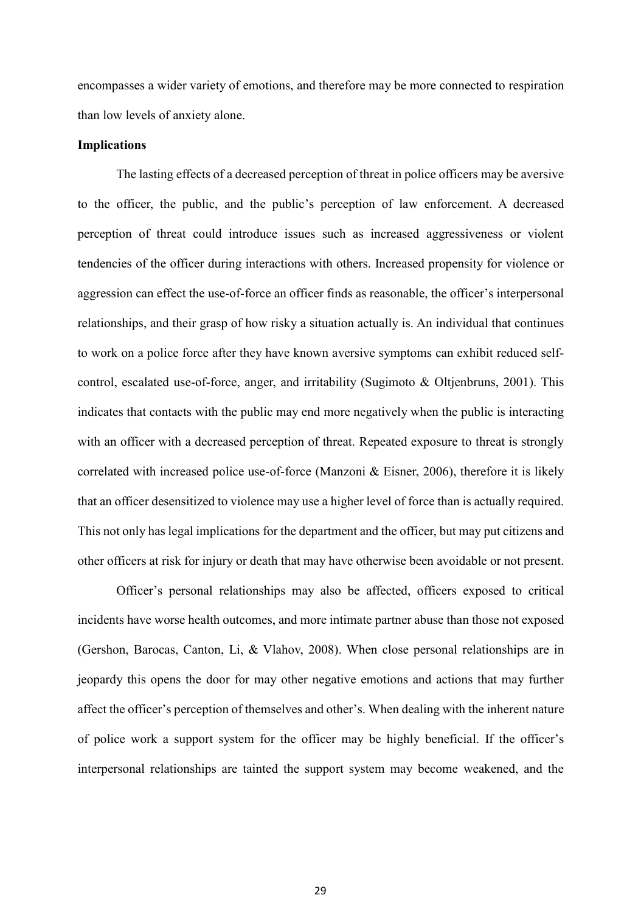encompasses a wider variety of emotions, and therefore may be more connected to respiration than low levels of anxiety alone.

**Implications**

The lasting effects of a decreased perception of threat in police officers may be aversive to the officer, the public, and the public's perception of law enforcement. A decreased perception of threat could introduce issues such as increased aggressiveness or violent tendencies of the officer during interactions with others. Increased propensity for violence or aggression can effect the use-of-force an officer finds as reasonable, the officer's interpersonal relationships, and their grasp of how risky a situation actually is. An individual that continues to work on a police force after they have known aversive symptoms can exhibit reduced self-control, escalated use-of-force, anger, and irritability (Sugimoto & Oltjenbruns, 2001). This indicates that contacts with the public may end more negatively when the public is interacting with an officer with a decreased perception of threat. Repeated exposure to threat is strongly correlated with increased police use-of-force (Manzoni & Eisner, 2006), therefore it is likely that an officer desensitized to violence may use a higher level of force than is actually required. This not only has legal implications for the department and the officer, but may put citizens and other officers at risk for injury or death that may have otherwise been avoidable or not present.

Officer's personal relationships may also be affected, officers exposed to critical incidents have worse health outcomes, and more intimate partner abuse than those not exposed (Gershon, Barocas, Canton, Li, & Vlahov, 2008). When close personal relationships are in jeopardy this opens the door for may other negative emotions and actions that may further affect the officer's perception of themselves and other's. When dealing with the inherent nature of police work a support system for the officer may be highly beneficial. If the officer's interpersonal relationships are tainted the support system may become weakened, and the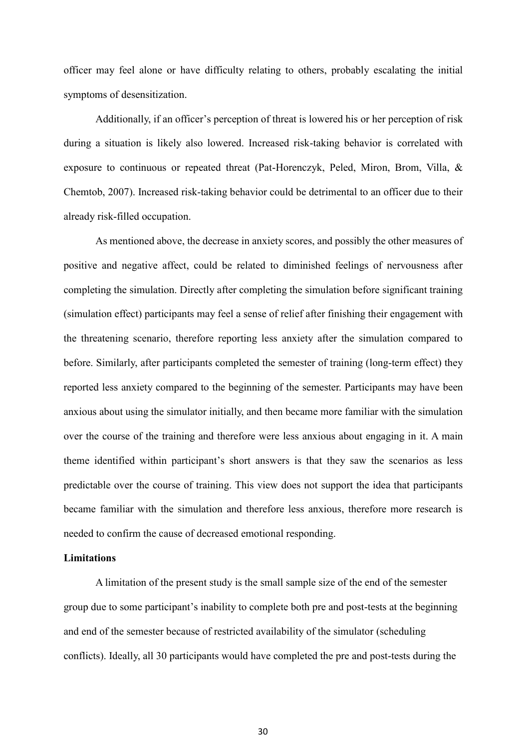officer may feel alone or have difficulty relating to others, probably escalating the initial symptoms of desensitization.

Additionally, if an officer's perception of threat is lowered his or her perception of risk during a situation is likely also lowered. Increased risk-taking behavior is correlated with exposure to continuous or repeated threat (Pat-Horenczyk, Peled, Miron, Brom, Villa, & Chemtob, 2007). Increased risk-taking behavior could be detrimental to an officer due to their already risk-filled occupation.

As mentioned above, the decrease in anxiety scores, and possibly the other measures of positive and negative affect, could be related to diminished feelings of nervousness after completing the simulation. Directly after completing the simulation before significant training (simulation effect) participants may feel a sense of relief after finishing their engagement with the threatening scenario, therefore reporting less anxiety after the simulation compared to before. Similarly, after participants completed the semester of training (long-term effect) they reported less anxiety compared to the beginning of the semester. Participants may have been anxious about using the simulator initially, and then became more familiar with the simulation over the course of the training and therefore were less anxious about engaging in it. A main theme identified within participant's short answers is that they saw the scenarios as less predictable over the course of training. This view does not support the idea that participants became familiar with the simulation and therefore less anxious, therefore more research is needed to confirm the cause of decreased emotional responding.

**Limitations**

A limitation of the present study is the small sample size of the end of the semester group due to some participant's inability to complete both pre and post-tests at the beginning and end of the semester because of restricted availability of the simulator (scheduling conflicts). Ideally, all 30 participants would have completed the pre and post-tests during the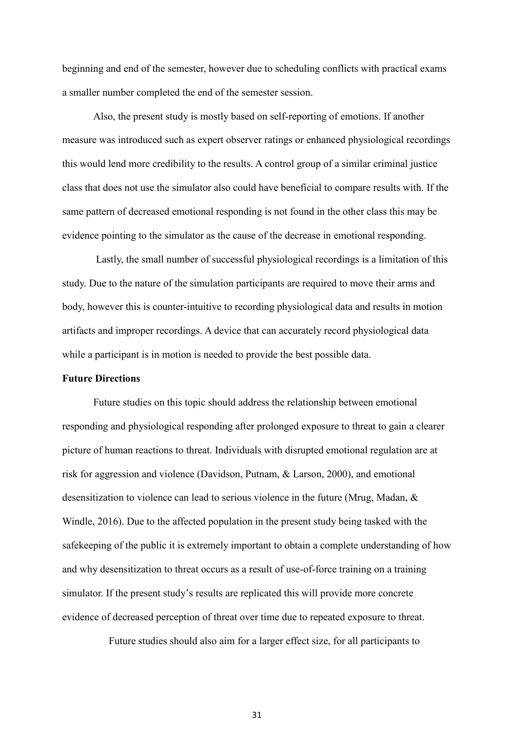beginning and end of the semester, however due to scheduling conflicts with practical exams a smaller number completed the end of the semester session.

Also, the present study is mostly based on self-reporting of emotions. If another measure was introduced such as expert observer ratings or enhanced physiological recordings this would lend more credibility to the results. A control group of a similar criminal justice class that does not use the simulator also could have beneficial to compare results with. If the same pattern of decreased emotional responding is not found in the other class this may be evidence pointing to the simulator as the cause of the decrease in emotional responding.

Lastly, the small number of successful physiological recordings is a limitation of this study. Due to the nature of the simulation participants are required to move their arms and body, however this is counter-intuitive to recording physiological data and results in motion artifacts and improper recordings. A device that can accurately record physiological data while a participant is in motion is needed to provide the best possible data.

**Future Directions**

Future studies on this topic should address the relationship between emotional responding and physiological responding after prolonged exposure to threat to gain a clearer picture of human reactions to threat. Individuals with disrupted emotional regulation are at risk for aggression and violence (Davidson, Putnam, & Larson, 2000), and emotional desensitization to violence can lead to serious violence in the future (Mrug, Madan, & Windle, 2016). Due to the affected population in the present study being tasked with the safekeeping of the public it is extremely important to obtain a complete understanding of how and why desensitization to threat occurs as a result of use-of-force training on a training simulator. If the present study's results are replicated this will provide more concrete evidence of decreased perception of threat over time due to repeated exposure to threat.

Future studies should also aim for a larger effect size, for all participants to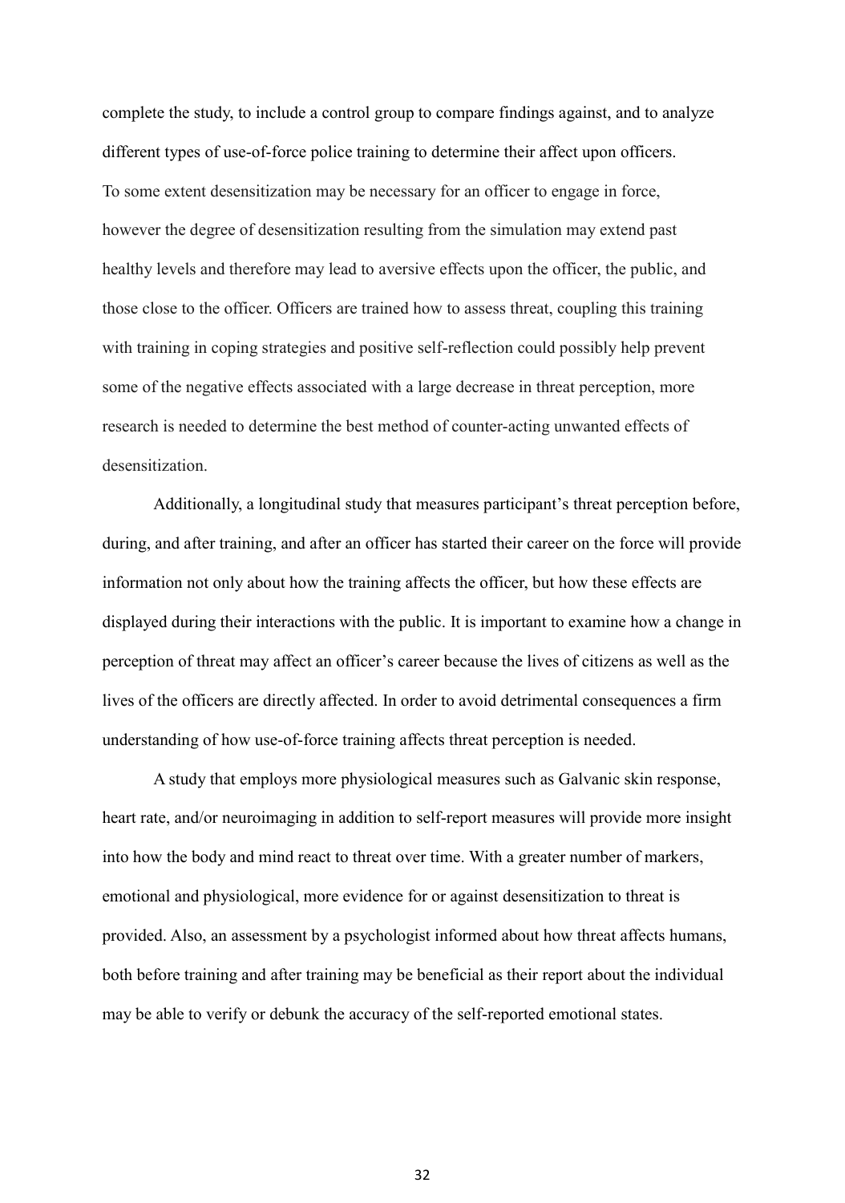complete the study, to include a control group to compare findings against, and to analyze different types of use-of-force police training to determine their affect upon officers.
To some extent desensitization may be necessary for an officer to engage in force, however the degree of desensitization resulting from the simulation may extend past healthy levels and therefore may lead to aversive effects upon the officer, the public, and those close to the officer. Officers are trained how to assess threat, coupling this training with training in coping strategies and positive self-reflection could possibly help prevent some of the negative effects associated with a large decrease in threat perception, more research is needed to determine the best method of counter-acting unwanted effects of desensitization.

Additionally, a longitudinal study that measures participant's threat perception before, during, and after training, and after an officer has started their career on the force will provide information not only about how the training affects the officer, but how these effects are displayed during their interactions with the public. It is important to examine how a change in perception of threat may affect an officer's career because the lives of citizens as well as the lives of the officers are directly affected. In order to avoid detrimental consequences a firm understanding of how use-of-force training affects threat perception is needed.

A study that employs more physiological measures such as Galvanic skin response, heart rate, and/or neuroimaging in addition to self-report measures will provide more insight into how the body and mind react to threat over time. With a greater number of markers, emotional and physiological, more evidence for or against desensitization to threat is provided. Also, an assessment by a psychologist informed about how threat affects humans, both before training and after training may be beneficial as their report about the individual may be able to verify or debunk the accuracy of the self-reported emotional states.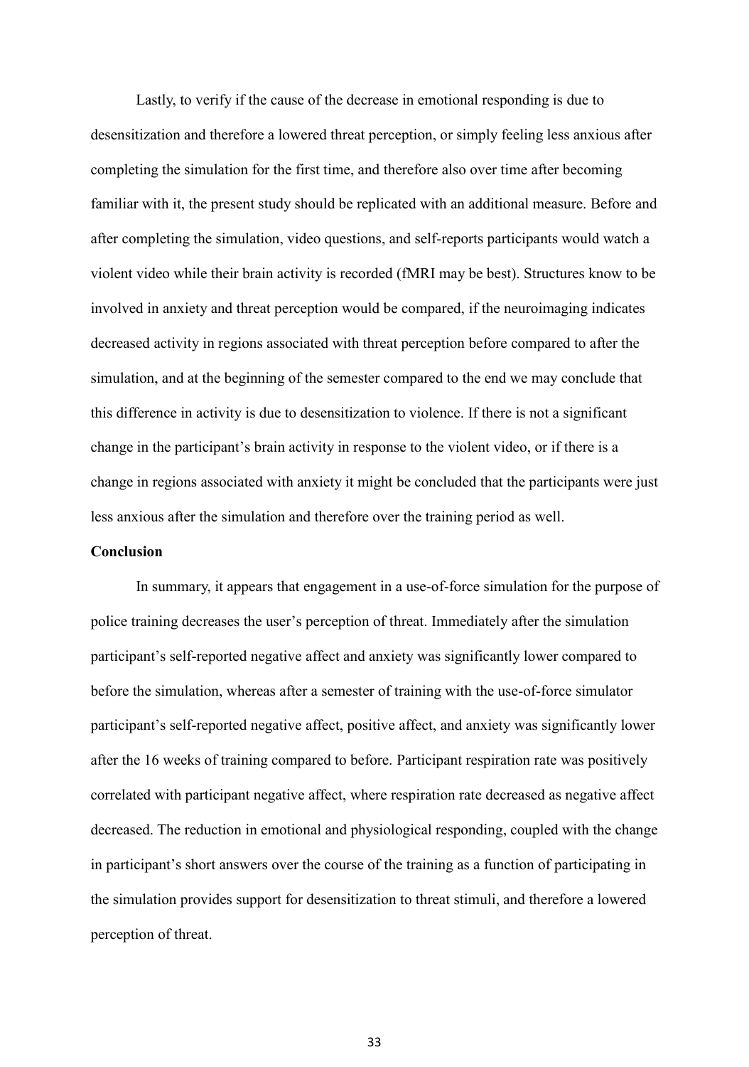Lastly, to verify if the cause of the decrease in emotional responding is due to desensitization and therefore a lowered threat perception, or simply feeling less anxious after completing the simulation for the first time, and therefore also over time after becoming familiar with it, the present study should be replicated with an additional measure. Before and after completing the simulation, video questions, and self-reports participants would watch a violent video while their brain activity is recorded (fMRI may be best). Structures know to be involved in anxiety and threat perception would be compared, if the neuroimaging indicates decreased activity in regions associated with threat perception before compared to after the simulation, and at the beginning of the semester compared to the end we may conclude that this difference in activity is due to desensitization to violence. If there is not a significant change in the participant's brain activity in response to the violent video, or if there is a change in regions associated with anxiety it might be concluded that the participants were just less anxious after the simulation and therefore over the training period as well.

**Conclusion**

In summary, it appears that engagement in a use-of-force simulation for the purpose of police training decreases the user's perception of threat. Immediately after the simulation participant's self-reported negative affect and anxiety was significantly lower compared to before the simulation, whereas after a semester of training with the use-of-force simulator participant's self-reported negative affect, positive affect, and anxiety was significantly lower after the 16 weeks of training compared to before. Participant respiration rate was positively correlated with participant negative affect, where respiration rate decreased as negative affect decreased. The reduction in emotional and physiological responding, coupled with the change in participant's short answers over the course of the training as a function of participating in the simulation provides support for desensitization to threat stimuli, and therefore a lowered perception of threat.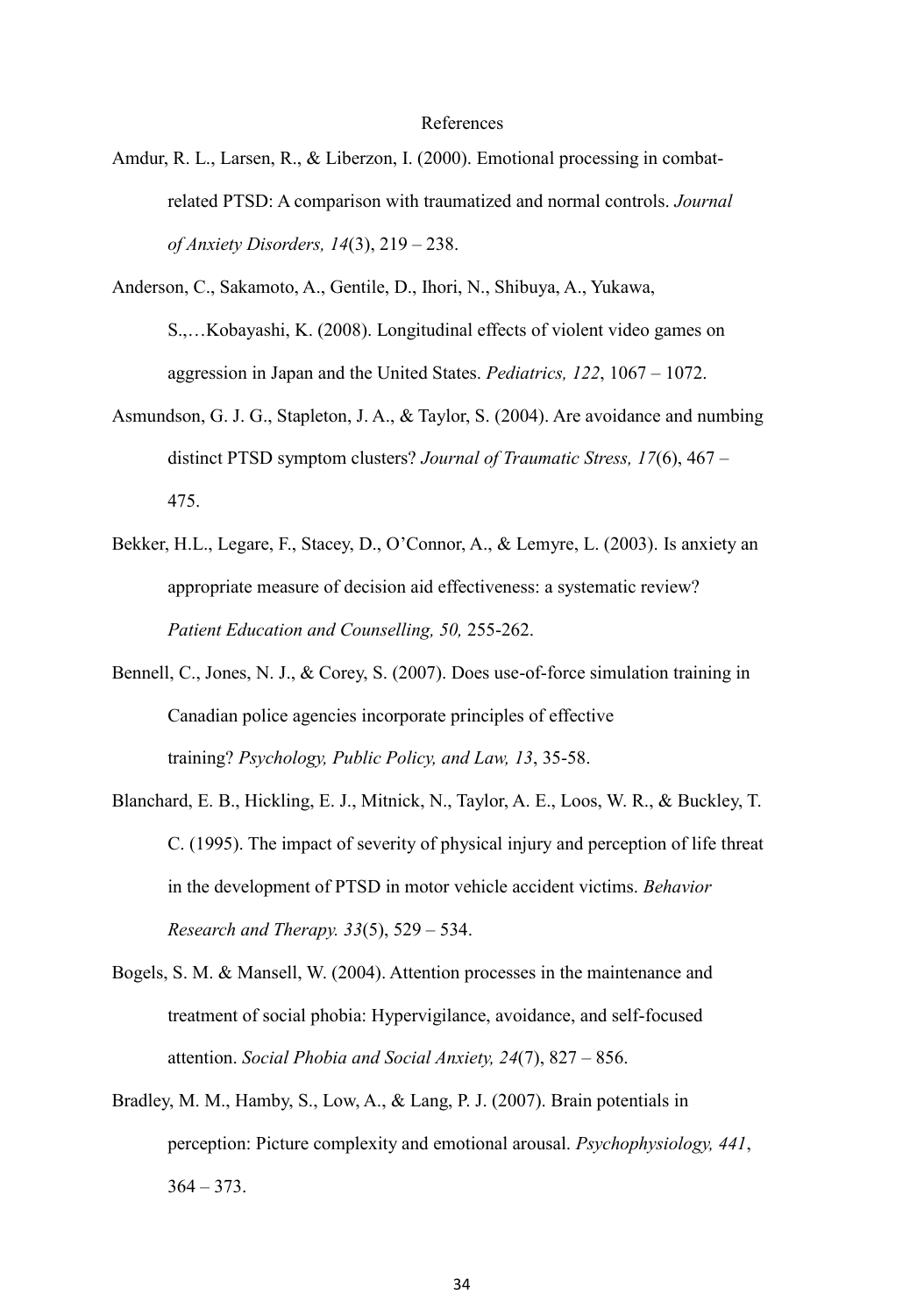# References

Amdur, R. L., Larsen, R., & Liberzon, I. (2000). Emotional processing in combat-related PTSD: A comparison with traumatized and normal controls. *Journal of Anxiety Disorders, 14*(3), 219 – 238.

Anderson, C., Sakamoto, A., Gentile, D., Ihori, N., Shibuya, A., Yukawa, S.,…Kobayashi, K. (2008). Longitudinal effects of violent video games on aggression in Japan and the United States. *Pediatrics, 122*, 1067 – 1072.

Asmundson, G. J. G., Stapleton, J. A., & Taylor, S. (2004). Are avoidance and numbing distinct PTSD symptom clusters? *Journal of Traumatic Stress, 17*(6), 467 – 475.

Bekker, H.L., Legare, F., Stacey, D., O'Connor, A., & Lemyre, L. (2003). Is anxiety an appropriate measure of decision aid effectiveness: a systematic review? *Patient Education and Counselling, 50,* 255-262.

Bennell, C., Jones, N. J., & Corey, S. (2007). Does use-of-force simulation training in Canadian police agencies incorporate principles of effective training? *Psychology, Public Policy, and Law, 13*, 35-58.

Blanchard, E. B., Hickling, E. J., Mitnick, N., Taylor, A. E., Loos, W. R., & Buckley, T. C. (1995). The impact of severity of physical injury and perception of life threat in the development of PTSD in motor vehicle accident victims. *Behavior Research and Therapy. 33*(5), 529 – 534.

Bogels, S. M. & Mansell, W. (2004). Attention processes in the maintenance and treatment of social phobia: Hypervigilance, avoidance, and self-focused attention. *Social Phobia and Social Anxiety, 24*(7), 827 – 856.

Bradley, M. M., Hamby, S., Low, A., & Lang, P. J. (2007). Brain potentials in perception: Picture complexity and emotional arousal. *Psychophysiology, 441*, 364 – 373.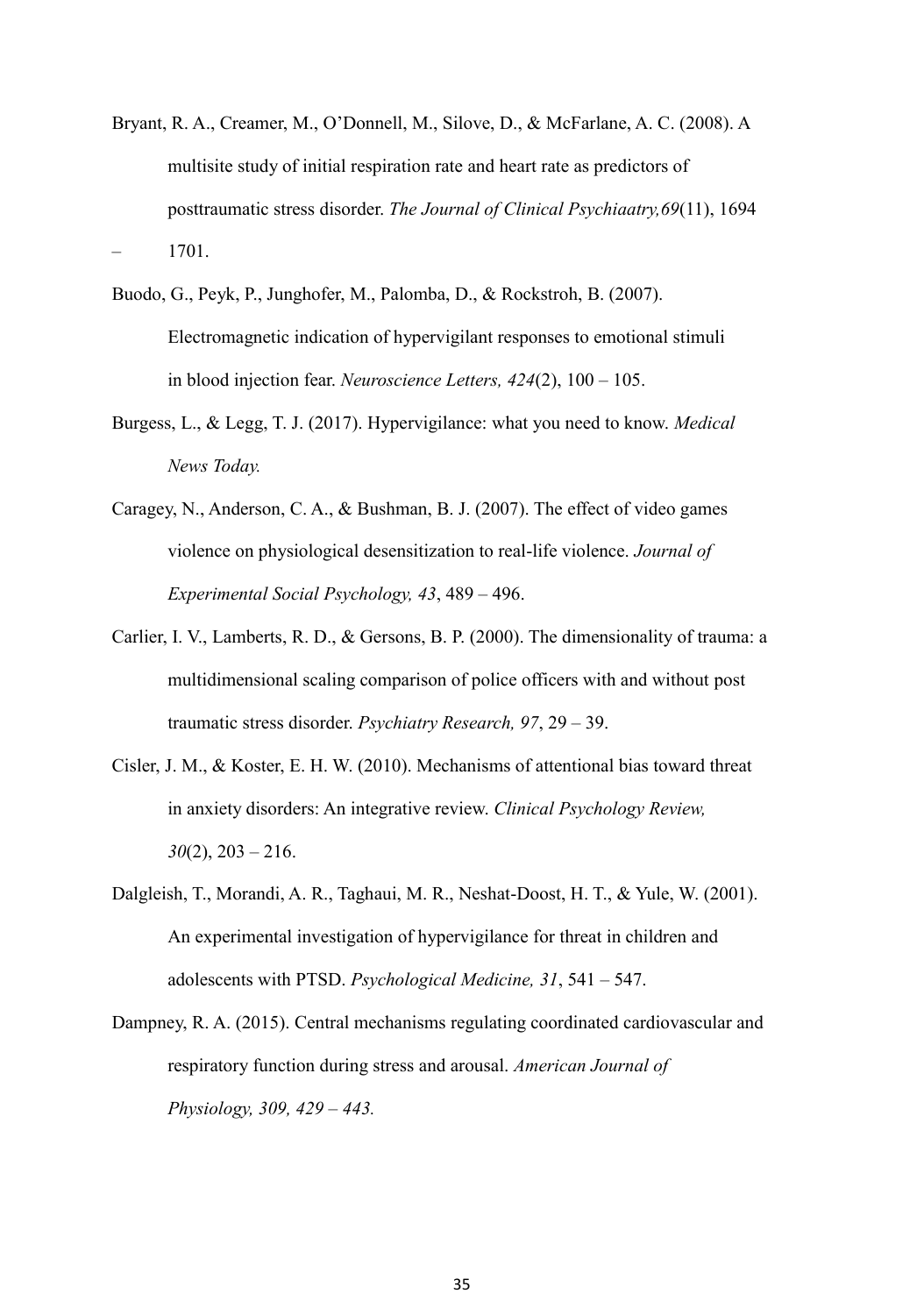Bryant, R. A., Creamer, M., O'Donnell, M., Silove, D., & McFarlane, A. C. (2008). A multisite study of initial respiration rate and heart rate as predictors of posttraumatic stress disorder. *The Journal of Clinical Psychiaatry,69*(11), 1694 – 1701.

Buodo, G., Peyk, P., Junghofer, M., Palomba, D., & Rockstroh, B. (2007). Electromagnetic indication of hypervigilant responses to emotional stimuli in blood injection fear. *Neuroscience Letters, 424*(2), 100 – 105.

Burgess, L., & Legg, T. J. (2017). Hypervigilance: what you need to know. *Medical News Today.*

Caragey, N., Anderson, C. A., & Bushman, B. J. (2007). The effect of video games violence on physiological desensitization to real-life violence. *Journal of Experimental Social Psychology, 43*, 489 – 496.

Carlier, I. V., Lamberts, R. D., & Gersons, B. P. (2000). The dimensionality of trauma: a multidimensional scaling comparison of police officers with and without post traumatic stress disorder. *Psychiatry Research, 97*, 29 – 39.

Cisler, J. M., & Koster, E. H. W. (2010). Mechanisms of attentional bias toward threat in anxiety disorders: An integrative review. *Clinical Psychology Review, 30*(2), 203 – 216.

Dalgleish, T., Morandi, A. R., Taghaui, M. R., Neshat-Doost, H. T., & Yule, W. (2001). An experimental investigation of hypervigilance for threat in children and adolescents with PTSD. *Psychological Medicine, 31*, 541 – 547.

Dampney, R. A. (2015). Central mechanisms regulating coordinated cardiovascular and respiratory function during stress and arousal. *American Journal of Physiology, 309, 429 – 443.*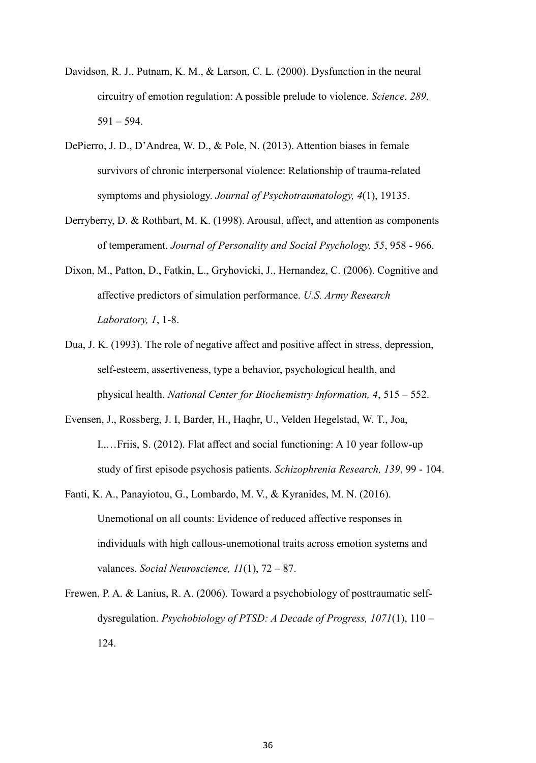Davidson, R. J., Putnam, K. M., & Larson, C. L. (2000). Dysfunction in the neural circuitry of emotion regulation: A possible prelude to violence. *Science, 289*, 591 – 594.

DePierro, J. D., D'Andrea, W. D., & Pole, N. (2013). Attention biases in female survivors of chronic interpersonal violence: Relationship of trauma-related symptoms and physiology. *Journal of Psychotraumatology, 4*(1), 19135.

Derryberry, D. & Rothbart, M. K. (1998). Arousal, affect, and attention as components of temperament. *Journal of Personality and Social Psychology, 55*, 958 - 966.

Dixon, M., Patton, D., Fatkin, L., Gryhovicki, J., Hernandez, C. (2006). Cognitive and affective predictors of simulation performance. *U.S. Army Research Laboratory, 1*, 1-8.

Dua, J. K. (1993). The role of negative affect and positive affect in stress, depression, self-esteem, assertiveness, type a behavior, psychological health, and physical health. *National Center for Biochemistry Information, 4*, 515 – 552.

Evensen, J., Rossberg, J. I, Barder, H., Haqhr, U., Velden Hegelstad, W. T., Joa, I.,…Friis, S. (2012). Flat affect and social functioning: A 10 year follow-up study of first episode psychosis patients. *Schizophrenia Research, 139*, 99 - 104.

Fanti, K. A., Panayiotou, G., Lombardo, M. V., & Kyranides, M. N. (2016). Unemotional on all counts: Evidence of reduced affective responses in individuals with high callous-unemotional traits across emotion systems and valances. *Social Neuroscience, 11*(1), 72 – 87.

Frewen, P. A. & Lanius, R. A. (2006). Toward a psychobiology of posttraumatic self-dysregulation. *Psychobiology of PTSD: A Decade of Progress, 1071*(1), 110 – 124.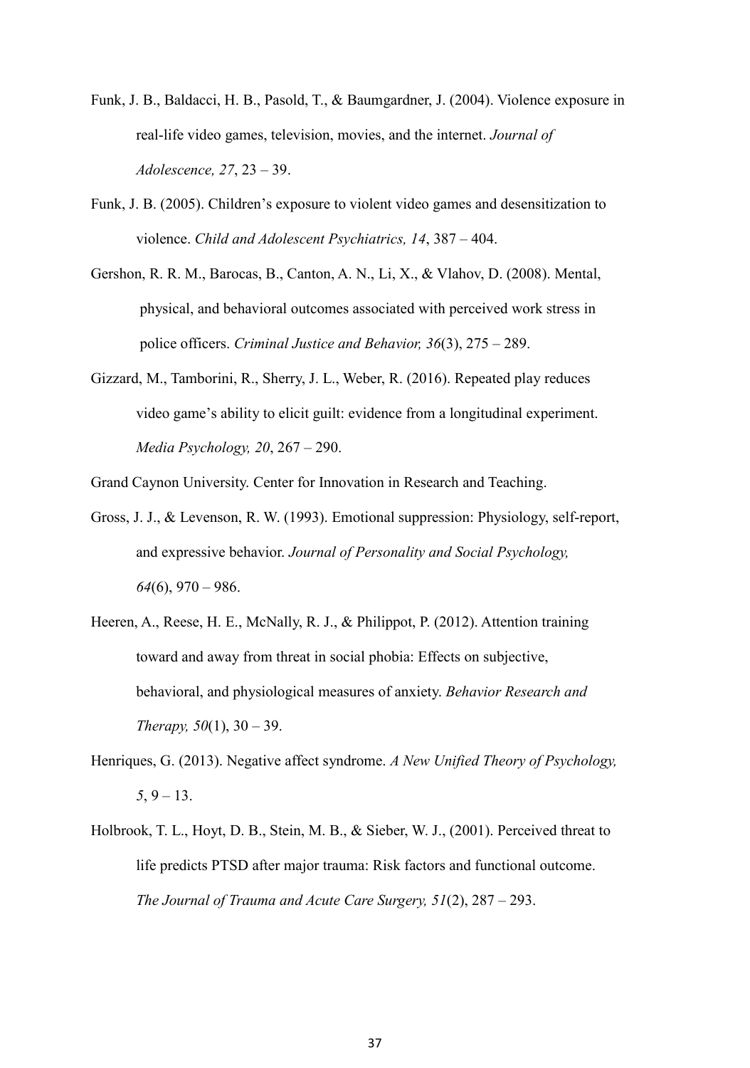Funk, J. B., Baldacci, H. B., Pasold, T., & Baumgardner, J. (2004). Violence exposure in real-life video games, television, movies, and the internet. *Journal of Adolescence, 27*, 23 – 39.

Funk, J. B. (2005). Children's exposure to violent video games and desensitization to violence. *Child and Adolescent Psychiatrics, 14*, 387 – 404.

Gershon, R. R. M., Barocas, B., Canton, A. N., Li, X., & Vlahov, D. (2008). Mental, physical, and behavioral outcomes associated with perceived work stress in police officers. *Criminal Justice and Behavior, 36*(3), 275 – 289.

Gizzard, M., Tamborini, R., Sherry, J. L., Weber, R. (2016). Repeated play reduces video game's ability to elicit guilt: evidence from a longitudinal experiment. *Media Psychology, 20*, 267 – 290.

Grand Caynon University. Center for Innovation in Research and Teaching.

Gross, J. J., & Levenson, R. W. (1993). Emotional suppression: Physiology, self-report, and expressive behavior. *Journal of Personality and Social Psychology, 64*(6), 970 – 986.

Heeren, A., Reese, H. E., McNally, R. J., & Philippot, P. (2012). Attention training toward and away from threat in social phobia: Effects on subjective, behavioral, and physiological measures of anxiety. *Behavior Research and Therapy, 50*(1), 30 – 39.

Henriques, G. (2013). Negative affect syndrome. *A New Unified Theory of Psychology, 5*, 9 – 13.

Holbrook, T. L., Hoyt, D. B., Stein, M. B., & Sieber, W. J., (2001). Perceived threat to life predicts PTSD after major trauma: Risk factors and functional outcome. *The Journal of Trauma and Acute Care Surgery, 51*(2), 287 – 293.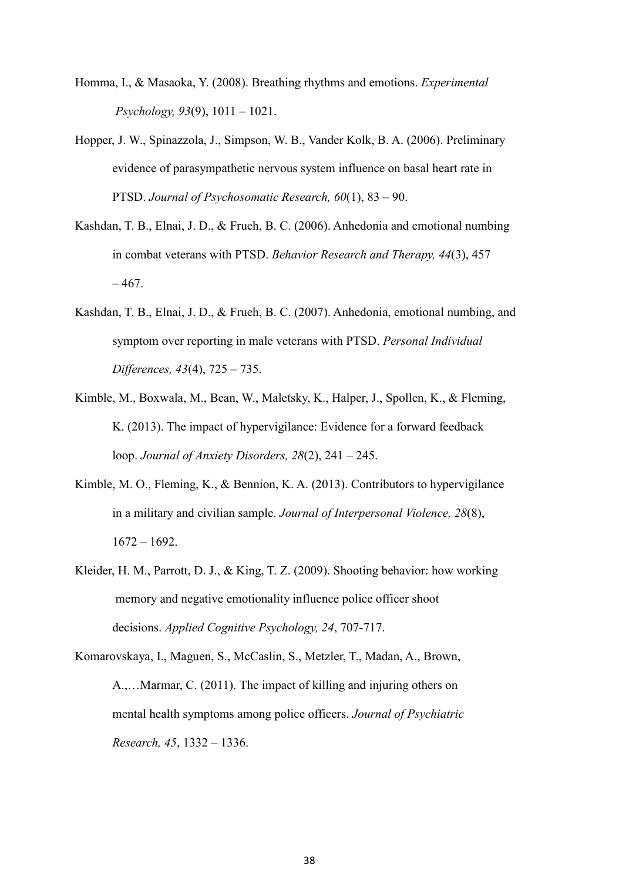Homma, I., & Masaoka, Y. (2008). Breathing rhythms and emotions. *Experimental Psychology, 93*(9), 1011 – 1021.

Hopper, J. W., Spinazzola, J., Simpson, W. B., Vander Kolk, B. A. (2006). Preliminary evidence of parasympathetic nervous system influence on basal heart rate in PTSD. *Journal of Psychosomatic Research, 60*(1), 83 – 90.

Kashdan, T. B., Elnai, J. D., & Frueh, B. C. (2006). Anhedonia and emotional numbing in combat veterans with PTSD. *Behavior Research and Therapy, 44*(3), 457 – 467.

Kashdan, T. B., Elnai, J. D., & Frueh, B. C. (2007). Anhedonia, emotional numbing, and symptom over reporting in male veterans with PTSD. *Personal Individual Differences, 43*(4), 725 – 735.

Kimble, M., Boxwala, M., Bean, W., Maletsky, K., Halper, J., Spollen, K., & Fleming, K. (2013). The impact of hypervigilance: Evidence for a forward feedback loop. *Journal of Anxiety Disorders, 28*(2), 241 – 245.

Kimble, M. O., Fleming, K., & Bennion, K. A. (2013). Contributors to hypervigilance in a military and civilian sample. *Journal of Interpersonal Violence, 28*(8), 1672 – 1692.

Kleider, H. M., Parrott, D. J., & King, T. Z. (2009). Shooting behavior: how working memory and negative emotionality influence police officer shoot decisions. *Applied Cognitive Psychology, 24*, 707-717.

Komarovskaya, I., Maguen, S., McCaslin, S., Metzler, T., Madan, A., Brown, A.,…Marmar, C. (2011). The impact of killing and injuring others on mental health symptoms among police officers. *Journal of Psychiatric Research, 45*, 1332 – 1336.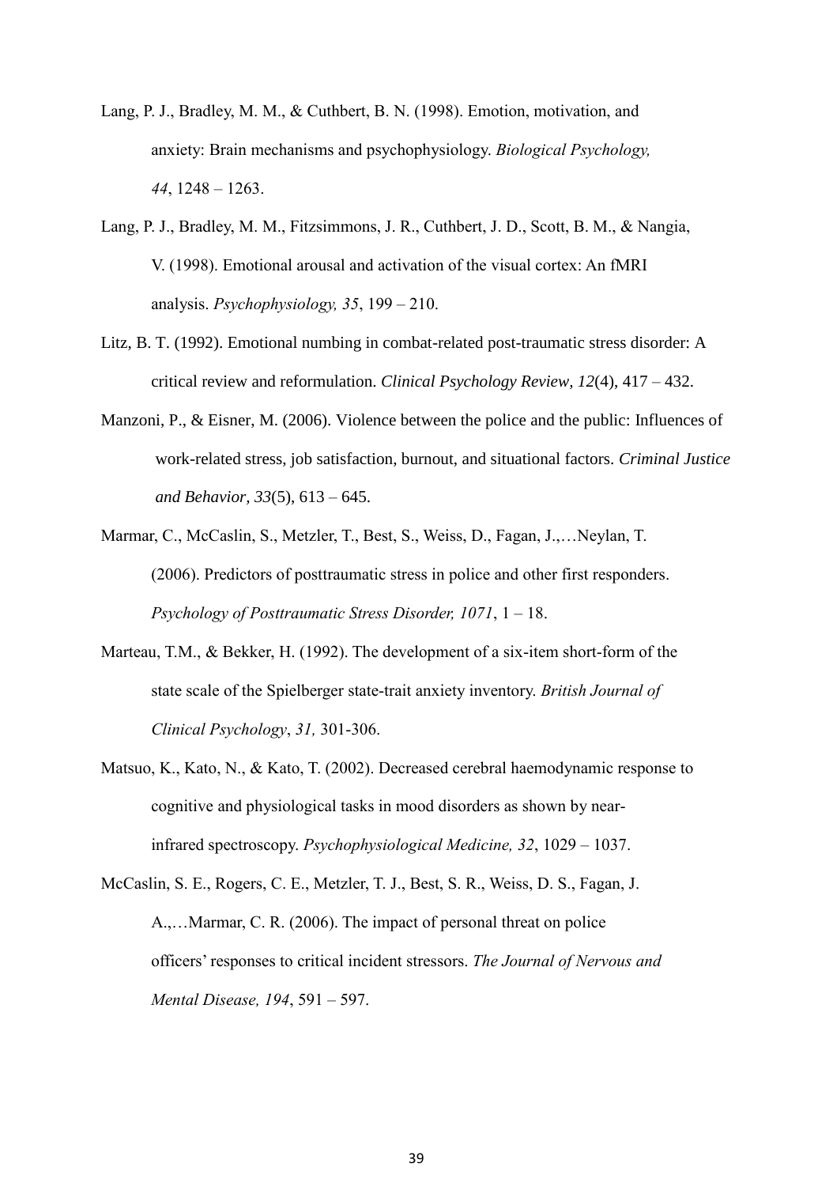Lang, P. J., Bradley, M. M., & Cuthbert, B. N. (1998). Emotion, motivation, and anxiety: Brain mechanisms and psychophysiology. *Biological Psychology, 44*, 1248 – 1263.

Lang, P. J., Bradley, M. M., Fitzsimmons, J. R., Cuthbert, J. D., Scott, B. M., & Nangia, V. (1998). Emotional arousal and activation of the visual cortex: An fMRI analysis. *Psychophysiology, 35*, 199 – 210.

Litz, B. T. (1992). Emotional numbing in combat-related post-traumatic stress disorder: A critical review and reformulation. *Clinical Psychology Review, 12*(4), 417 – 432.

Manzoni, P., & Eisner, M. (2006). Violence between the police and the public: Influences of work-related stress, job satisfaction, burnout, and situational factors. *Criminal Justice and Behavior, 33*(5), 613 – 645.

Marmar, C., McCaslin, S., Metzler, T., Best, S., Weiss, D., Fagan, J.,…Neylan, T. (2006). Predictors of posttraumatic stress in police and other first responders. *Psychology of Posttraumatic Stress Disorder, 1071*, 1 – 18.

Marteau, T.M., & Bekker, H. (1992). The development of a six-item short-form of the state scale of the Spielberger state-trait anxiety inventory. *British Journal of Clinical Psychology*, *31,* 301-306.

Matsuo, K., Kato, N., & Kato, T. (2002). Decreased cerebral haemodynamic response to cognitive and physiological tasks in mood disorders as shown by near-infrared spectroscopy. *Psychophysiological Medicine, 32*, 1029 – 1037.

McCaslin, S. E., Rogers, C. E., Metzler, T. J., Best, S. R., Weiss, D. S., Fagan, J. A.,…Marmar, C. R. (2006). The impact of personal threat on police officers' responses to critical incident stressors. *The Journal of Nervous and Mental Disease, 194*, 591 – 597.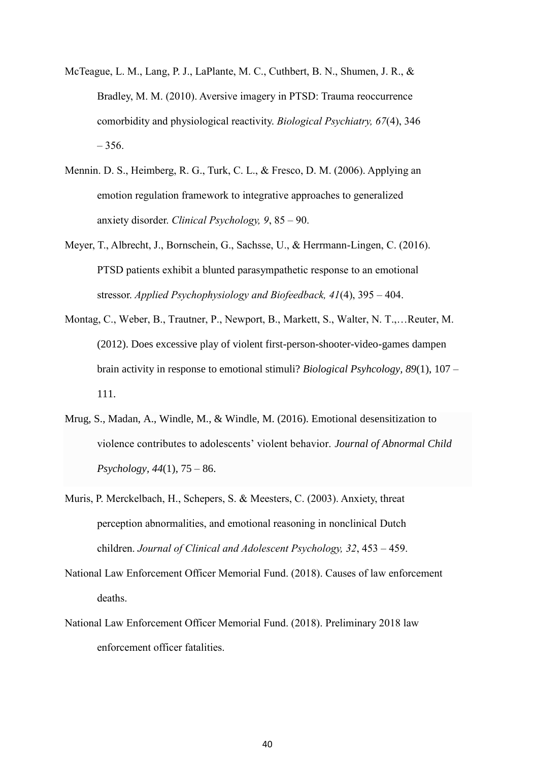McTeague, L. M., Lang, P. J., LaPlante, M. C., Cuthbert, B. N., Shumen, J. R., & Bradley, M. M. (2010). Aversive imagery in PTSD: Trauma reoccurrence comorbidity and physiological reactivity. *Biological Psychiatry, 67*(4), 346 – 356.

Mennin. D. S., Heimberg, R. G., Turk, C. L., & Fresco, D. M. (2006). Applying an emotion regulation framework to integrative approaches to generalized anxiety disorder. *Clinical Psychology, 9*, 85 – 90.

Meyer, T., Albrecht, J., Bornschein, G., Sachsse, U., & Herrmann-Lingen, C. (2016). PTSD patients exhibit a blunted parasympathetic response to an emotional stressor. *Applied Psychophysiology and Biofeedback, 41*(4), 395 – 404.

Montag, C., Weber, B., Trautner, P., Newport, B., Markett, S., Walter, N. T.,…Reuter, M. (2012). Does excessive play of violent first-person-shooter-video-games dampen brain activity in response to emotional stimuli? *Biological Psyhcology, 89*(1), 107 – 111.

Mrug, S., Madan, A., Windle, M., & Windle, M. (2016). Emotional desensitization to violence contributes to adolescents' violent behavior. *Journal of Abnormal Child Psychology, 44*(1), 75 – 86.

Muris, P. Merckelbach, H., Schepers, S. & Meesters, C. (2003). Anxiety, threat perception abnormalities, and emotional reasoning in nonclinical Dutch children. *Journal of Clinical and Adolescent Psychology, 32*, 453 – 459.

National Law Enforcement Officer Memorial Fund. (2018). Causes of law enforcement deaths.

National Law Enforcement Officer Memorial Fund. (2018). Preliminary 2018 law enforcement officer fatalities.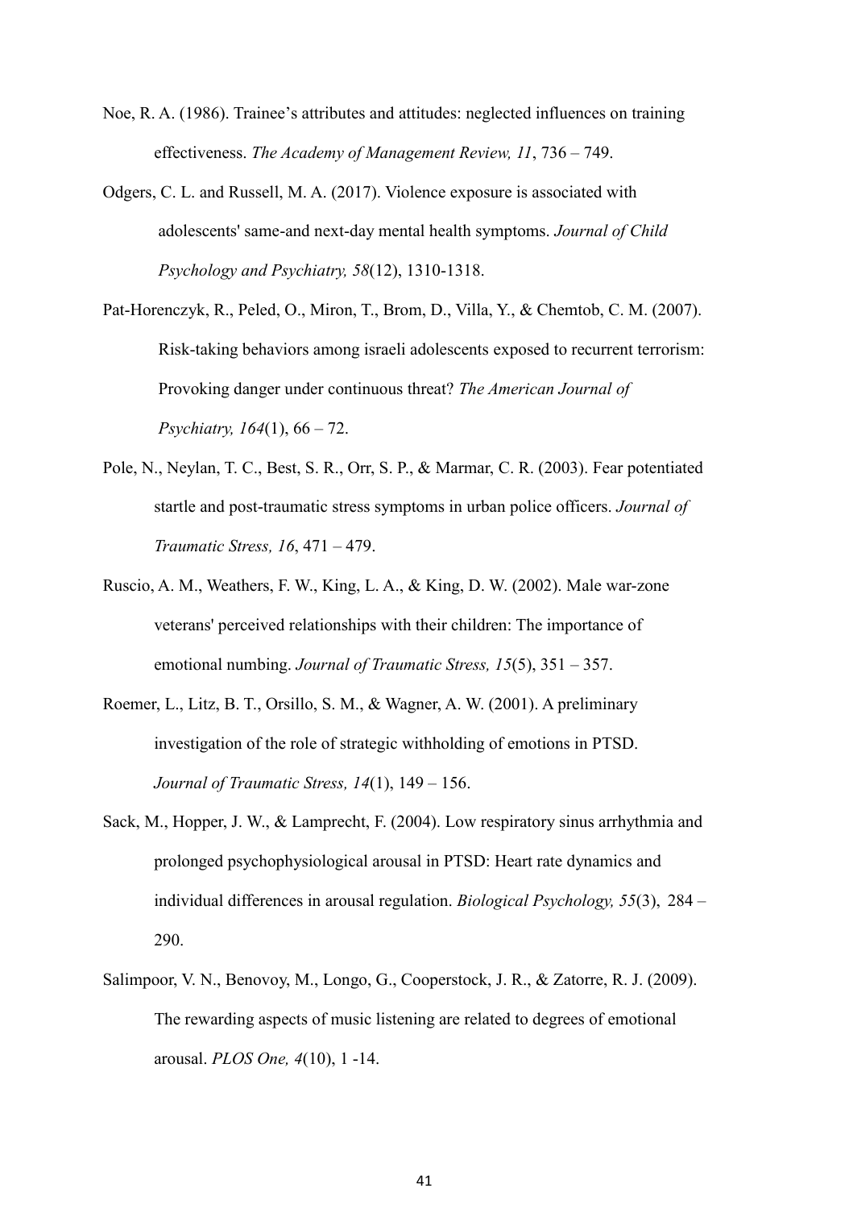Noe, R. A. (1986). Trainee's attributes and attitudes: neglected influences on training effectiveness. *The Academy of Management Review, 11*, 736 – 749.

Odgers, C. L. and Russell, M. A. (2017). Violence exposure is associated with adolescents' same-and next-day mental health symptoms. *Journal of Child Psychology and Psychiatry, 58*(12), 1310-1318.

Pat-Horenczyk, R., Peled, O., Miron, T., Brom, D., Villa, Y., & Chemtob, C. M. (2007). Risk-taking behaviors among israeli adolescents exposed to recurrent terrorism: Provoking danger under continuous threat? *The American Journal of Psychiatry, 164*(1), 66 – 72.

Pole, N., Neylan, T. C., Best, S. R., Orr, S. P., & Marmar, C. R. (2003). Fear potentiated startle and post-traumatic stress symptoms in urban police officers. *Journal of Traumatic Stress, 16*, 471 – 479.

Ruscio, A. M., Weathers, F. W., King, L. A., & King, D. W. (2002). Male war-zone veterans' perceived relationships with their children: The importance of emotional numbing. *Journal of Traumatic Stress, 15*(5), 351 – 357.

Roemer, L., Litz, B. T., Orsillo, S. M., & Wagner, A. W. (2001). A preliminary investigation of the role of strategic withholding of emotions in PTSD. *Journal of Traumatic Stress, 14*(1), 149 – 156.

Sack, M., Hopper, J. W., & Lamprecht, F. (2004). Low respiratory sinus arrhythmia and prolonged psychophysiological arousal in PTSD: Heart rate dynamics and individual differences in arousal regulation. *Biological Psychology, 55*(3), 284 – 290.

Salimpoor, V. N., Benovoy, M., Longo, G., Cooperstock, J. R., & Zatorre, R. J. (2009). The rewarding aspects of music listening are related to degrees of emotional arousal. *PLOS One, 4*(10), 1 -14.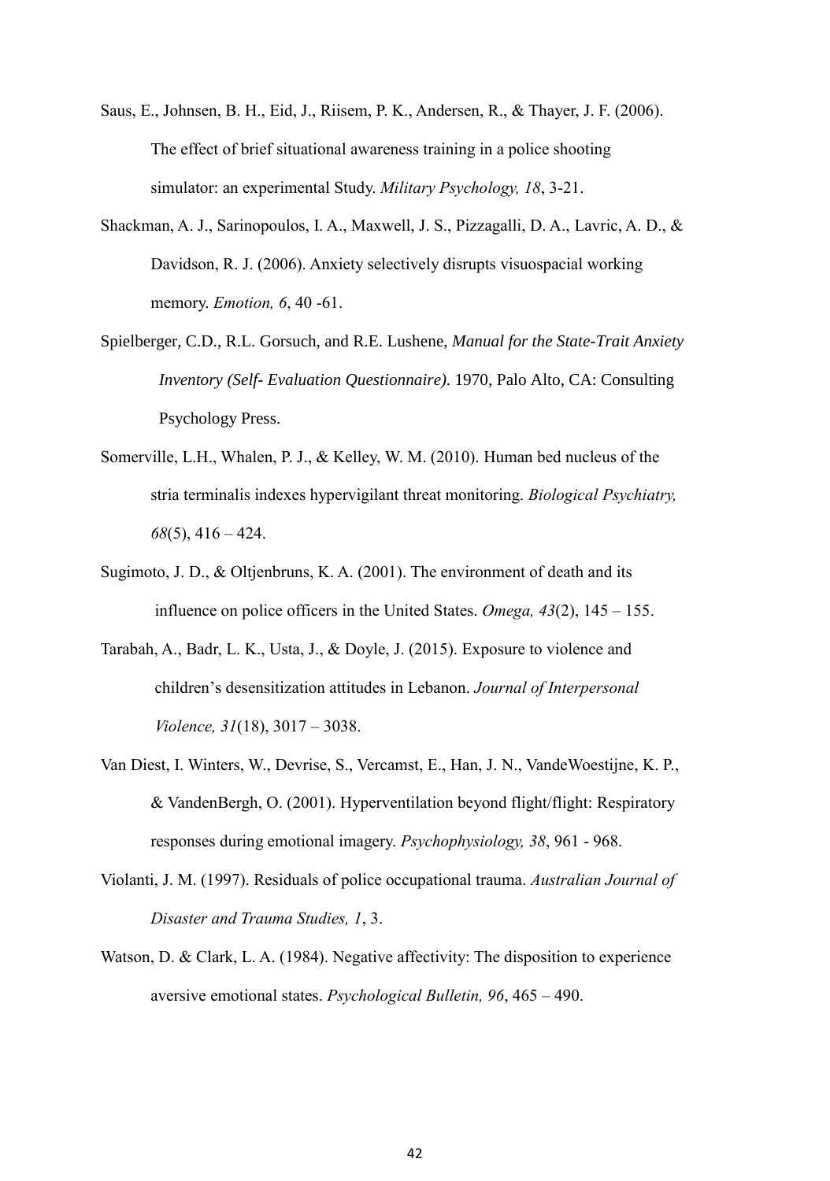Saus, E., Johnsen, B. H., Eid, J., Riisem, P. K., Andersen, R., & Thayer, J. F. (2006). The effect of brief situational awareness training in a police shooting simulator: an experimental Study. *Military Psychology, 18*, 3-21.

Shackman, A. J., Sarinopoulos, I. A., Maxwell, J. S., Pizzagalli, D. A., Lavric, A. D., & Davidson, R. J. (2006). Anxiety selectively disrupts visuospacial working memory. *Emotion, 6*, 40 -61.

Spielberger, C.D., R.L. Gorsuch, and R.E. Lushene, *Manual for the State-Trait Anxiety Inventory (Self- Evaluation Questionnaire)*. 1970, Palo Alto, CA: Consulting Psychology Press.

Somerville, L.H., Whalen, P. J., & Kelley, W. M. (2010). Human bed nucleus of the stria terminalis indexes hypervigilant threat monitoring. *Biological Psychiatry, 68*(5), 416 – 424.

Sugimoto, J. D., & Oltjenbruns, K. A. (2001). The environment of death and its influence on police officers in the United States. *Omega, 43*(2), 145 – 155.

Tarabah, A., Badr, L. K., Usta, J., & Doyle, J. (2015). Exposure to violence and children's desensitization attitudes in Lebanon. *Journal of Interpersonal Violence, 31*(18), 3017 – 3038.

Van Diest, I. Winters, W., Devrise, S., Vercamst, E., Han, J. N., VandeWoestijne, K. P., & VandenBergh, O. (2001). Hyperventilation beyond flight/flight: Respiratory responses during emotional imagery. *Psychophysiology, 38*, 961 - 968.

Violanti, J. M. (1997). Residuals of police occupational trauma. *Australian Journal of Disaster and Trauma Studies, 1*, 3.

Watson, D. & Clark, L. A. (1984). Negative affectivity: The disposition to experience aversive emotional states. *Psychological Bulletin, 96*, 465 – 490.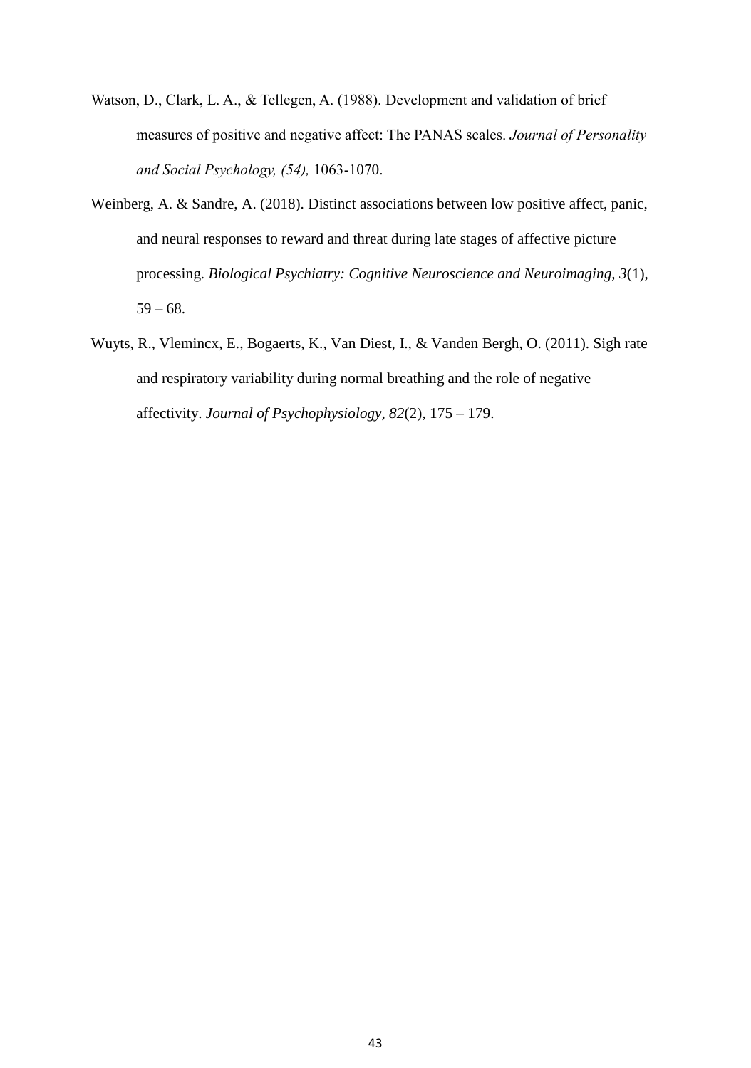Watson, D., Clark, L. A., & Tellegen, A. (1988). Development and validation of brief measures of positive and negative affect: The PANAS scales. *Journal of Personality and Social Psychology, (54),* 1063-1070.

Weinberg, A. & Sandre, A. (2018). Distinct associations between low positive affect, panic, and neural responses to reward and threat during late stages of affective picture processing. *Biological Psychiatry: Cognitive Neuroscience and Neuroimaging, 3*(1), 59 – 68.

Wuyts, R., Vlemincx, E., Bogaerts, K., Van Diest, I., & Vanden Bergh, O. (2011). Sigh rate and respiratory variability during normal breathing and the role of negative affectivity. *Journal of Psychophysiology, 82*(2), 175 – 179.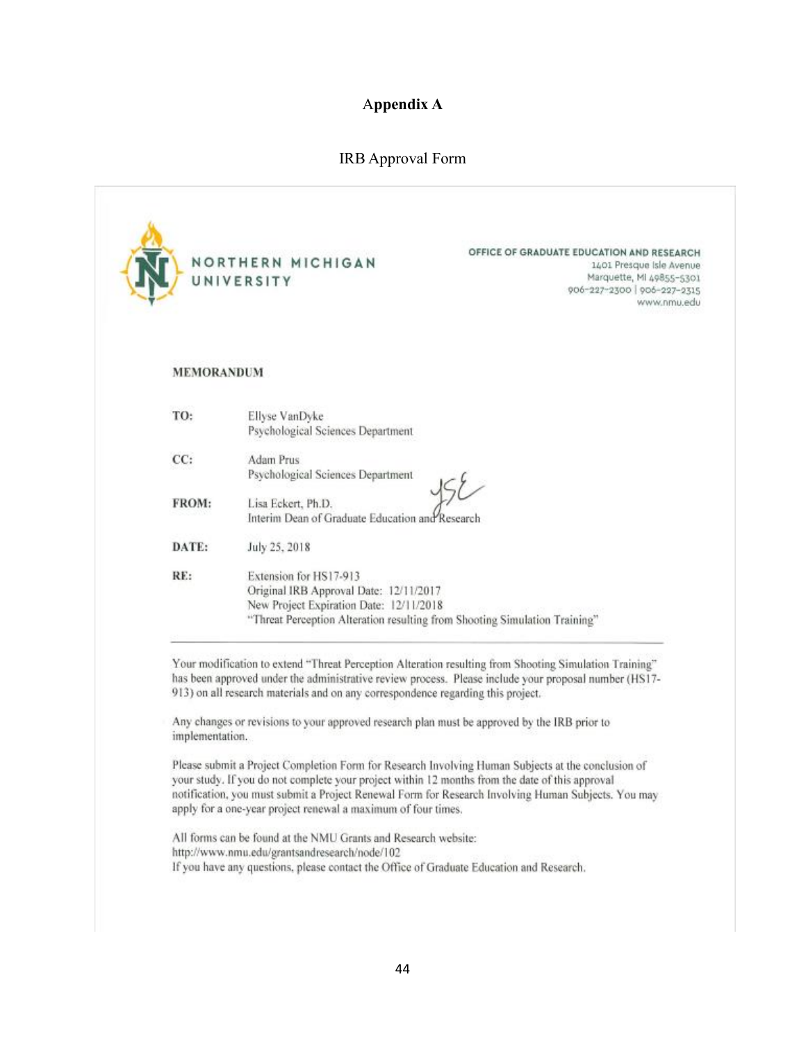# Appendix A

## IRB Approval Form

NORTHERN MICHIGAN UNIVERSITY

OFFICE OF GRADUATE EDUCATION AND RESEARCH
1401 Presque Isle Avenue
Marquette, MI 49855-5301
906-227-2300 | 906-227-2315
www.nmu.edu

**MEMORANDUM**

**TO:** Ellyse VanDyke
Psychological Sciences Department

**CC:** Adam Prus
Psychological Sciences Department

**FROM:** Lisa Eckert, Ph.D.
Interim Dean of Graduate Education and Research

**DATE:** July 25, 2018

**RE:** Extension for HS17-913
Original IRB Approval Date: 12/11/2017
New Project Expiration Date: 12/11/2018
"Threat Perception Alteration resulting from Shooting Simulation Training"

---

Your modification to extend "Threat Perception Alteration resulting from Shooting Simulation Training" has been approved under the administrative review process. Please include your proposal number (HS17-913) on all research materials and on any correspondence regarding this project.

Any changes or revisions to your approved research plan must be approved by the IRB prior to implementation.

Please submit a Project Completion Form for Research Involving Human Subjects at the conclusion of your study. If you do not complete your project within 12 months from the date of this approval notification, you must submit a Project Renewal Form for Research Involving Human Subjects. You may apply for a one-year project renewal a maximum of four times.

All forms can be found at the NMU Grants and Research website:
http://www.nmu.edu/grantsandresearch/node/102
If you have any questions, please contact the Office of Graduate Education and Research.